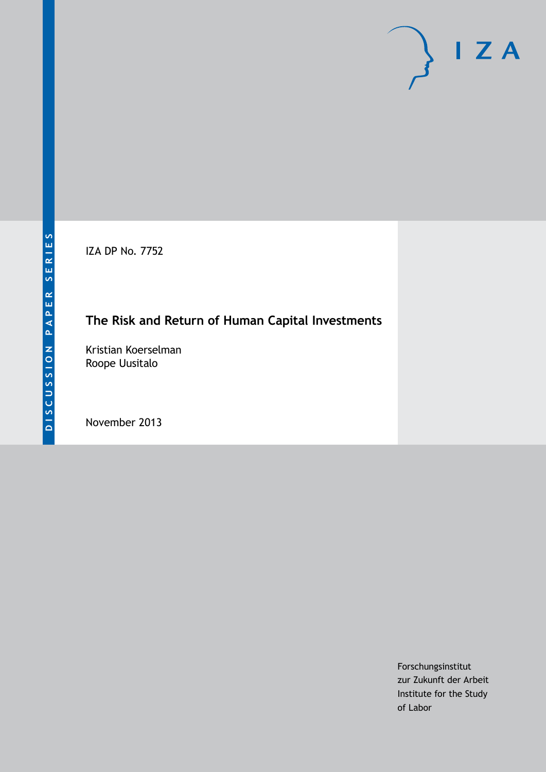DISCUSSION PAPER SERIES

IZA DP No. 7752

# The Risk and Return of Human Capital Investments

Kristian Koerselman
Roope Uusitalo

November 2013

Forschungsinstitut
zur Zukunft der Arbeit
Institute for the Study
of Labor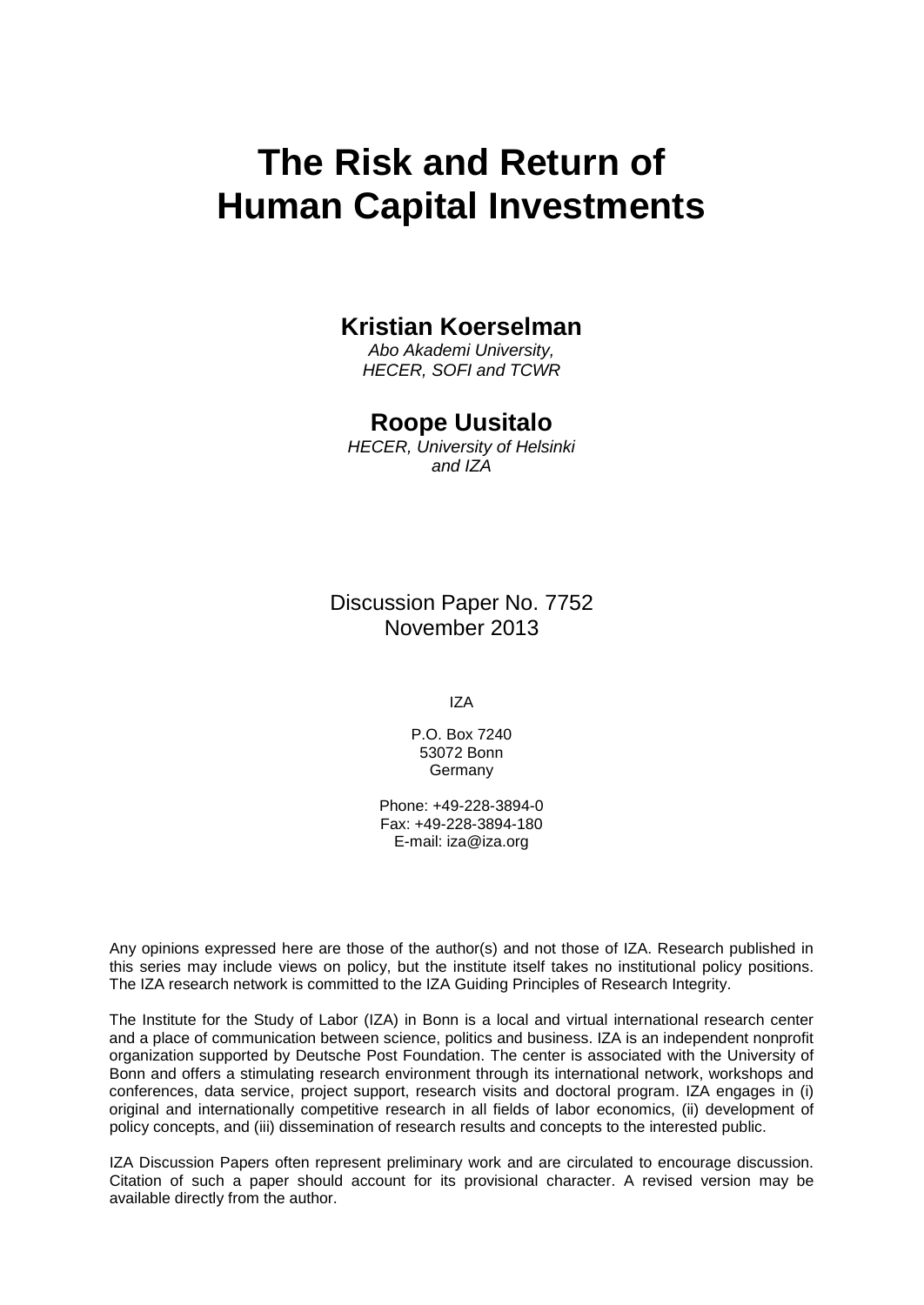# The Risk and Return of Human Capital Investments

**Kristian Koerselman**

*Abo Akademi University, HECER, SOFI and TCWR*

**Roope Uusitalo**

*HECER, University of Helsinki and IZA*

Discussion Paper No. 7752
November 2013

IZA

P.O. Box 7240
53072 Bonn
Germany

Phone: +49-228-3894-0
Fax: +49-228-3894-180
E-mail: iza@iza.org

Any opinions expressed here are those of the author(s) and not those of IZA. Research published in this series may include views on policy, but the institute itself takes no institutional policy positions. The IZA research network is committed to the IZA Guiding Principles of Research Integrity.

The Institute for the Study of Labor (IZA) in Bonn is a local and virtual international research center and a place of communication between science, politics and business. IZA is an independent nonprofit organization supported by Deutsche Post Foundation. The center is associated with the University of Bonn and offers a stimulating research environment through its international network, workshops and conferences, data service, project support, research visits and doctoral program. IZA engages in (i) original and internationally competitive research in all fields of labor economics, (ii) development of policy concepts, and (iii) dissemination of research results and concepts to the interested public.

IZA Discussion Papers often represent preliminary work and are circulated to encourage discussion. Citation of such a paper should account for its provisional character. A revised version may be available directly from the author.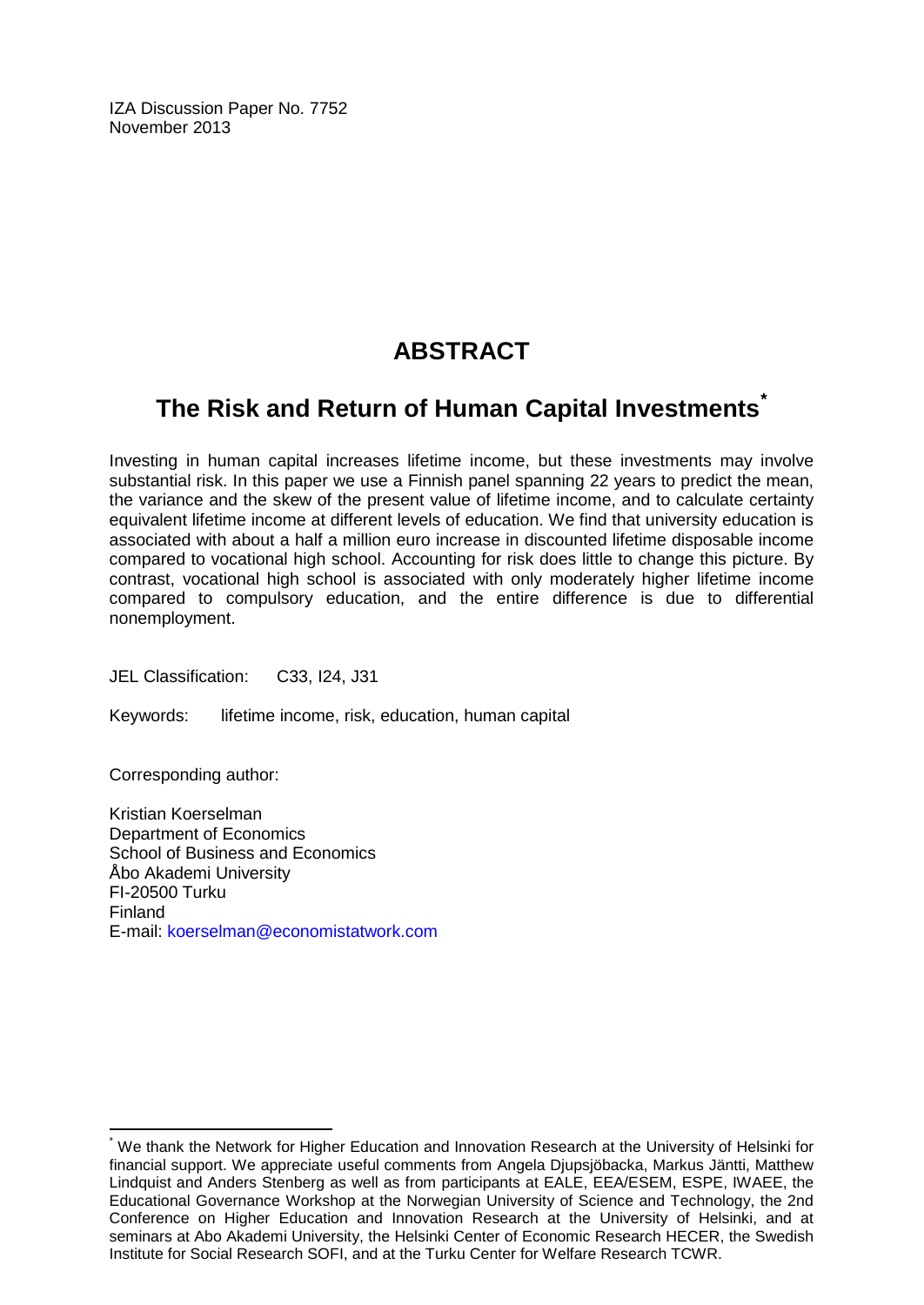IZA Discussion Paper No. 7752
November 2013

# ABSTRACT

## The Risk and Return of Human Capital Investments*

Investing in human capital increases lifetime income, but these investments may involve substantial risk. In this paper we use a Finnish panel spanning 22 years to predict the mean, the variance and the skew of the present value of lifetime income, and to calculate certainty equivalent lifetime income at different levels of education. We find that university education is associated with about a half a million euro increase in discounted lifetime disposable income compared to vocational high school. Accounting for risk does little to change this picture. By contrast, vocational high school is associated with only moderately higher lifetime income compared to compulsory education, and the entire difference is due to differential nonemployment.

JEL Classification: C33, I24, J31

Keywords: lifetime income, risk, education, human capital

Corresponding author:

Kristian Koerselman
Department of Economics
School of Business and Economics
Åbo Akademi University
FI-20500 Turku
Finland
E-mail: koerselman@economistatwork.com

---

* We thank the Network for Higher Education and Innovation Research at the University of Helsinki for financial support. We appreciate useful comments from Angela Djupsjöbacka, Markus Jäntti, Matthew Lindquist and Anders Stenberg as well as from participants at EALE, EEA/ESEM, ESPE, IWAEE, the Educational Governance Workshop at the Norwegian University of Science and Technology, the 2nd Conference on Higher Education and Innovation Research at the University of Helsinki, and at seminars at Abo Akademi University, the Helsinki Center of Economic Research HECER, the Swedish Institute for Social Research SOFI, and at the Turku Center for Welfare Research TCWR.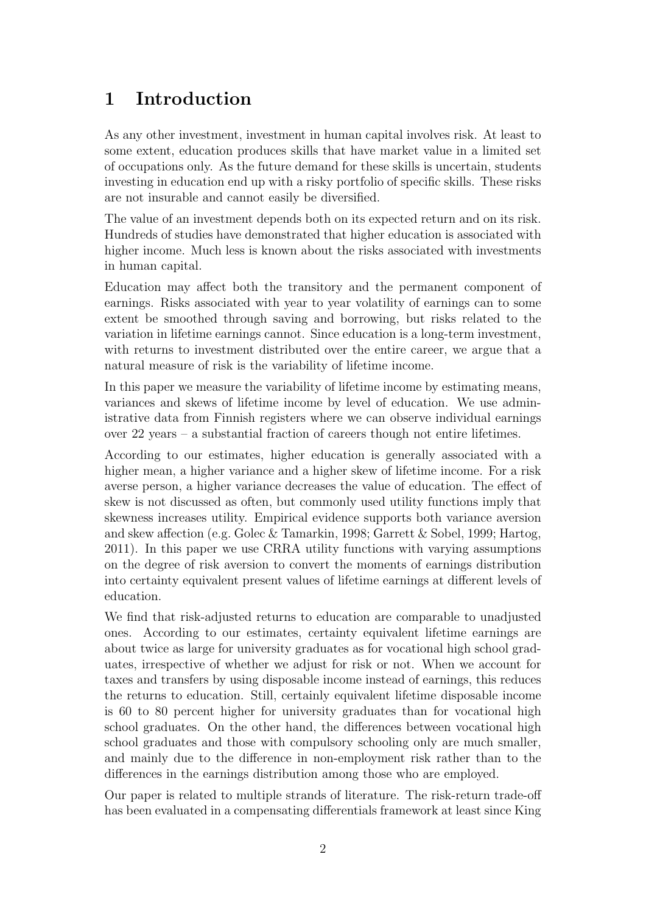# 1 Introduction

As any other investment, investment in human capital involves risk. At least to some extent, education produces skills that have market value in a limited set of occupations only. As the future demand for these skills is uncertain, students investing in education end up with a risky portfolio of specific skills. These risks are not insurable and cannot easily be diversified.

The value of an investment depends both on its expected return and on its risk. Hundreds of studies have demonstrated that higher education is associated with higher income. Much less is known about the risks associated with investments in human capital.

Education may affect both the transitory and the permanent component of earnings. Risks associated with year to year volatility of earnings can to some extent be smoothed through saving and borrowing, but risks related to the variation in lifetime earnings cannot. Since education is a long-term investment, with returns to investment distributed over the entire career, we argue that a natural measure of risk is the variability of lifetime income.

In this paper we measure the variability of lifetime income by estimating means, variances and skews of lifetime income by level of education. We use administrative data from Finnish registers where we can observe individual earnings over 22 years – a substantial fraction of careers though not entire lifetimes.

According to our estimates, higher education is generally associated with a higher mean, a higher variance and a higher skew of lifetime income. For a risk averse person, a higher variance decreases the value of education. The effect of skew is not discussed as often, but commonly used utility functions imply that skewness increases utility. Empirical evidence supports both variance aversion and skew affection (e.g. Golec & Tamarkin, 1998; Garrett & Sobel, 1999; Hartog, 2011). In this paper we use CRRA utility functions with varying assumptions on the degree of risk aversion to convert the moments of earnings distribution into certainty equivalent present values of lifetime earnings at different levels of education.

We find that risk-adjusted returns to education are comparable to unadjusted ones. According to our estimates, certainty equivalent lifetime earnings are about twice as large for university graduates as for vocational high school graduates, irrespective of whether we adjust for risk or not. When we account for taxes and transfers by using disposable income instead of earnings, this reduces the returns to education. Still, certainly equivalent lifetime disposable income is 60 to 80 percent higher for university graduates than for vocational high school graduates. On the other hand, the differences between vocational high school graduates and those with compulsory schooling only are much smaller, and mainly due to the difference in non-employment risk rather than to the differences in the earnings distribution among those who are employed.

Our paper is related to multiple strands of literature. The risk-return trade-off has been evaluated in a compensating differentials framework at least since King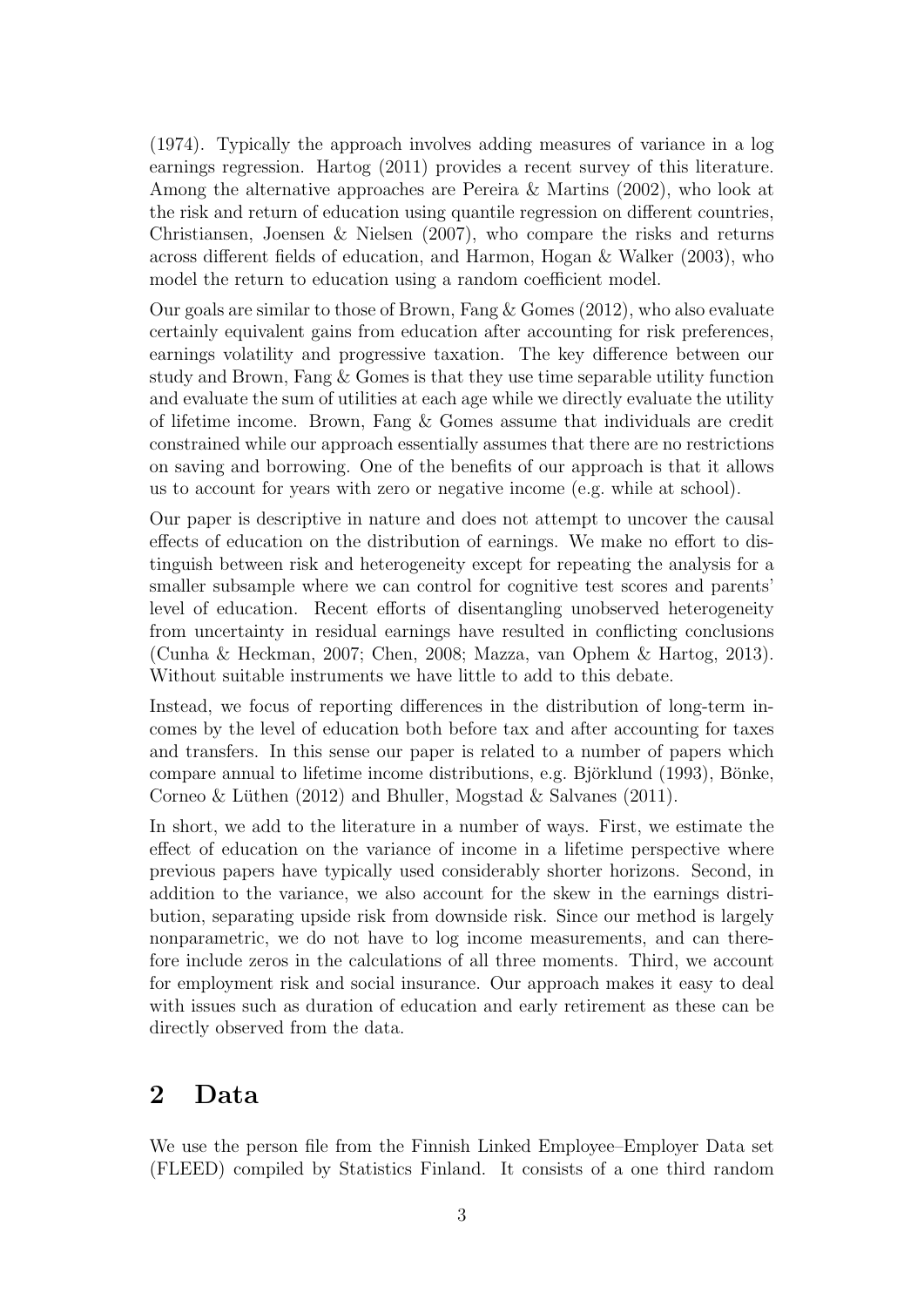(1974). Typically the approach involves adding measures of variance in a log earnings regression. Hartog (2011) provides a recent survey of this literature. Among the alternative approaches are Pereira & Martins (2002), who look at the risk and return of education using quantile regression on different countries, Christiansen, Joensen & Nielsen (2007), who compare the risks and returns across different fields of education, and Harmon, Hogan & Walker (2003), who model the return to education using a random coefficient model.

Our goals are similar to those of Brown, Fang & Gomes (2012), who also evaluate certainly equivalent gains from education after accounting for risk preferences, earnings volatility and progressive taxation. The key difference between our study and Brown, Fang & Gomes is that they use time separable utility function and evaluate the sum of utilities at each age while we directly evaluate the utility of lifetime income. Brown, Fang & Gomes assume that individuals are credit constrained while our approach essentially assumes that there are no restrictions on saving and borrowing. One of the benefits of our approach is that it allows us to account for years with zero or negative income (e.g. while at school).

Our paper is descriptive in nature and does not attempt to uncover the causal effects of education on the distribution of earnings. We make no effort to distinguish between risk and heterogeneity except for repeating the analysis for a smaller subsample where we can control for cognitive test scores and parents' level of education. Recent efforts of disentangling unobserved heterogeneity from uncertainty in residual earnings have resulted in conflicting conclusions (Cunha & Heckman, 2007; Chen, 2008; Mazza, van Ophem & Hartog, 2013). Without suitable instruments we have little to add to this debate.

Instead, we focus of reporting differences in the distribution of long-term incomes by the level of education both before tax and after accounting for taxes and transfers. In this sense our paper is related to a number of papers which compare annual to lifetime income distributions, e.g. Björklund (1993), Bönke, Corneo & Lüthen (2012) and Bhuller, Mogstad & Salvanes (2011).

In short, we add to the literature in a number of ways. First, we estimate the effect of education on the variance of income in a lifetime perspective where previous papers have typically used considerably shorter horizons. Second, in addition to the variance, we also account for the skew in the earnings distribution, separating upside risk from downside risk. Since our method is largely nonparametric, we do not have to log income measurements, and can therefore include zeros in the calculations of all three moments. Third, we account for employment risk and social insurance. Our approach makes it easy to deal with issues such as duration of education and early retirement as these can be directly observed from the data.

## 2 Data

We use the person file from the Finnish Linked Employee–Employer Data set (FLEED) compiled by Statistics Finland. It consists of a one third random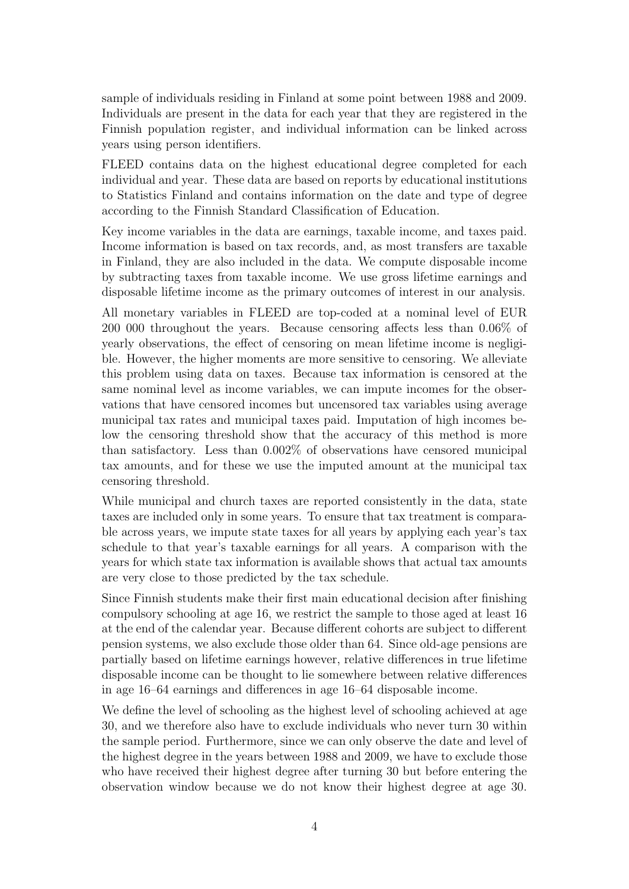sample of individuals residing in Finland at some point between 1988 and 2009. Individuals are present in the data for each year that they are registered in the Finnish population register, and individual information can be linked across years using person identifiers.

FLEED contains data on the highest educational degree completed for each individual and year. These data are based on reports by educational institutions to Statistics Finland and contains information on the date and type of degree according to the Finnish Standard Classification of Education.

Key income variables in the data are earnings, taxable income, and taxes paid. Income information is based on tax records, and, as most transfers are taxable in Finland, they are also included in the data. We compute disposable income by subtracting taxes from taxable income. We use gross lifetime earnings and disposable lifetime income as the primary outcomes of interest in our analysis.

All monetary variables in FLEED are top-coded at a nominal level of EUR 200 000 throughout the years. Because censoring affects less than 0.06% of yearly observations, the effect of censoring on mean lifetime income is negligible. However, the higher moments are more sensitive to censoring. We alleviate this problem using data on taxes. Because tax information is censored at the same nominal level as income variables, we can impute incomes for the observations that have censored incomes but uncensored tax variables using average municipal tax rates and municipal taxes paid. Imputation of high incomes below the censoring threshold show that the accuracy of this method is more than satisfactory. Less than 0.002% of observations have censored municipal tax amounts, and for these we use the imputed amount at the municipal tax censoring threshold.

While municipal and church taxes are reported consistently in the data, state taxes are included only in some years. To ensure that tax treatment is comparable across years, we impute state taxes for all years by applying each year's tax schedule to that year's taxable earnings for all years. A comparison with the years for which state tax information is available shows that actual tax amounts are very close to those predicted by the tax schedule.

Since Finnish students make their first main educational decision after finishing compulsory schooling at age 16, we restrict the sample to those aged at least 16 at the end of the calendar year. Because different cohorts are subject to different pension systems, we also exclude those older than 64. Since old-age pensions are partially based on lifetime earnings however, relative differences in true lifetime disposable income can be thought to lie somewhere between relative differences in age 16–64 earnings and differences in age 16–64 disposable income.

We define the level of schooling as the highest level of schooling achieved at age 30, and we therefore also have to exclude individuals who never turn 30 within the sample period. Furthermore, since we can only observe the date and level of the highest degree in the years between 1988 and 2009, we have to exclude those who have received their highest degree after turning 30 but before entering the observation window because we do not know their highest degree at age 30.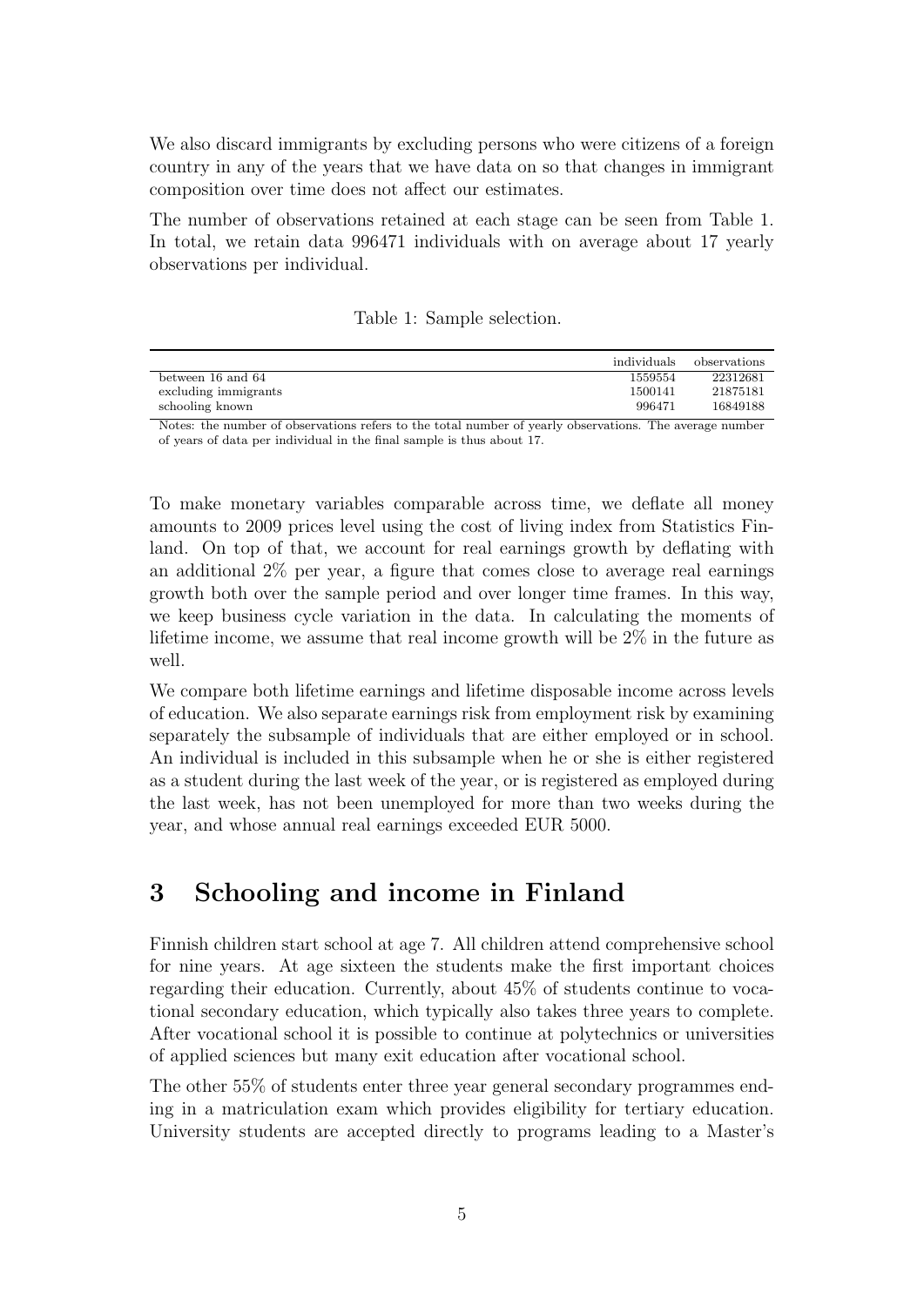We also discard immigrants by excluding persons who were citizens of a foreign country in any of the years that we have data on so that changes in immigrant composition over time does not affect our estimates.

The number of observations retained at each stage can be seen from Table 1. In total, we retain data 996471 individuals with on average about 17 yearly observations per individual.

Table 1: Sample selection.

| | individuals | observations |
|---|---|---|
| between 16 and 64 | 1559554 | 22312681 |
| excluding immigrants | 1500141 | 21875181 |
| schooling known | 996471 | 16849188 |

Notes: the number of observations refers to the total number of yearly observations. The average number of years of data per individual in the final sample is thus about 17.

To make monetary variables comparable across time, we deflate all money amounts to 2009 prices level using the cost of living index from Statistics Finland. On top of that, we account for real earnings growth by deflating with an additional 2% per year, a figure that comes close to average real earnings growth both over the sample period and over longer time frames. In this way, we keep business cycle variation in the data. In calculating the moments of lifetime income, we assume that real income growth will be 2% in the future as well.

We compare both lifetime earnings and lifetime disposable income across levels of education. We also separate earnings risk from employment risk by examining separately the subsample of individuals that are either employed or in school. An individual is included in this subsample when he or she is either registered as a student during the last week of the year, or is registered as employed during the last week, has not been unemployed for more than two weeks during the year, and whose annual real earnings exceeded EUR 5000.

# 3 Schooling and income in Finland

Finnish children start school at age 7. All children attend comprehensive school for nine years. At age sixteen the students make the first important choices regarding their education. Currently, about 45% of students continue to vocational secondary education, which typically also takes three years to complete. After vocational school it is possible to continue at polytechnics or universities of applied sciences but many exit education after vocational school.

The other 55% of students enter three year general secondary programmes ending in a matriculation exam which provides eligibility for tertiary education. University students are accepted directly to programs leading to a Master's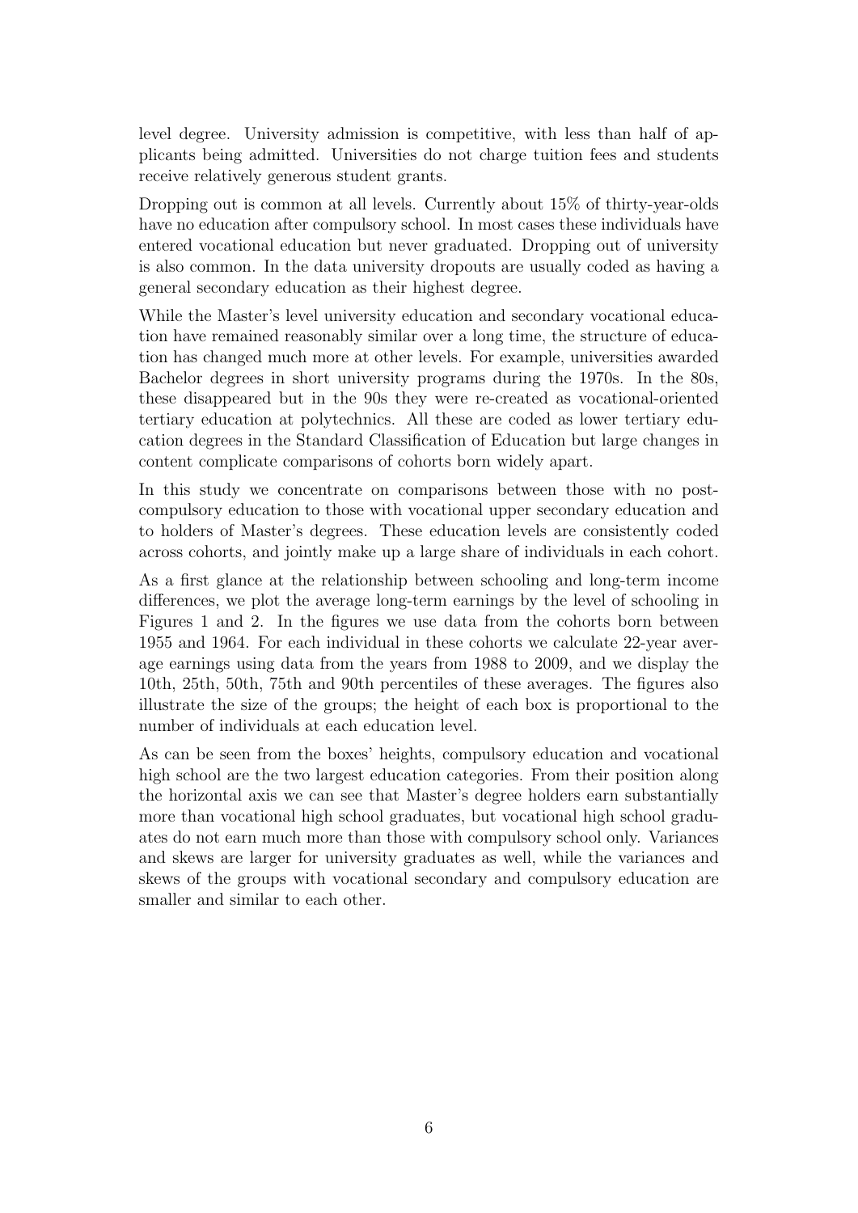level degree. University admission is competitive, with less than half of applicants being admitted. Universities do not charge tuition fees and students receive relatively generous student grants.

Dropping out is common at all levels. Currently about 15% of thirty-year-olds have no education after compulsory school. In most cases these individuals have entered vocational education but never graduated. Dropping out of university is also common. In the data university dropouts are usually coded as having a general secondary education as their highest degree.

While the Master's level university education and secondary vocational education have remained reasonably similar over a long time, the structure of education has changed much more at other levels. For example, universities awarded Bachelor degrees in short university programs during the 1970s. In the 80s, these disappeared but in the 90s they were re-created as vocational-oriented tertiary education at polytechnics. All these are coded as lower tertiary education degrees in the Standard Classification of Education but large changes in content complicate comparisons of cohorts born widely apart.

In this study we concentrate on comparisons between those with no post-compulsory education to those with vocational upper secondary education and to holders of Master's degrees. These education levels are consistently coded across cohorts, and jointly make up a large share of individuals in each cohort.

As a first glance at the relationship between schooling and long-term income differences, we plot the average long-term earnings by the level of schooling in Figures 1 and 2. In the figures we use data from the cohorts born between 1955 and 1964. For each individual in these cohorts we calculate 22-year average earnings using data from the years from 1988 to 2009, and we display the 10th, 25th, 50th, 75th and 90th percentiles of these averages. The figures also illustrate the size of the groups; the height of each box is proportional to the number of individuals at each education level.

As can be seen from the boxes' heights, compulsory education and vocational high school are the two largest education categories. From their position along the horizontal axis we can see that Master's degree holders earn substantially more than vocational high school graduates, but vocational high school graduates do not earn much more than those with compulsory school only. Variances and skews are larger for university graduates as well, while the variances and skews of the groups with vocational secondary and compulsory education are smaller and similar to each other.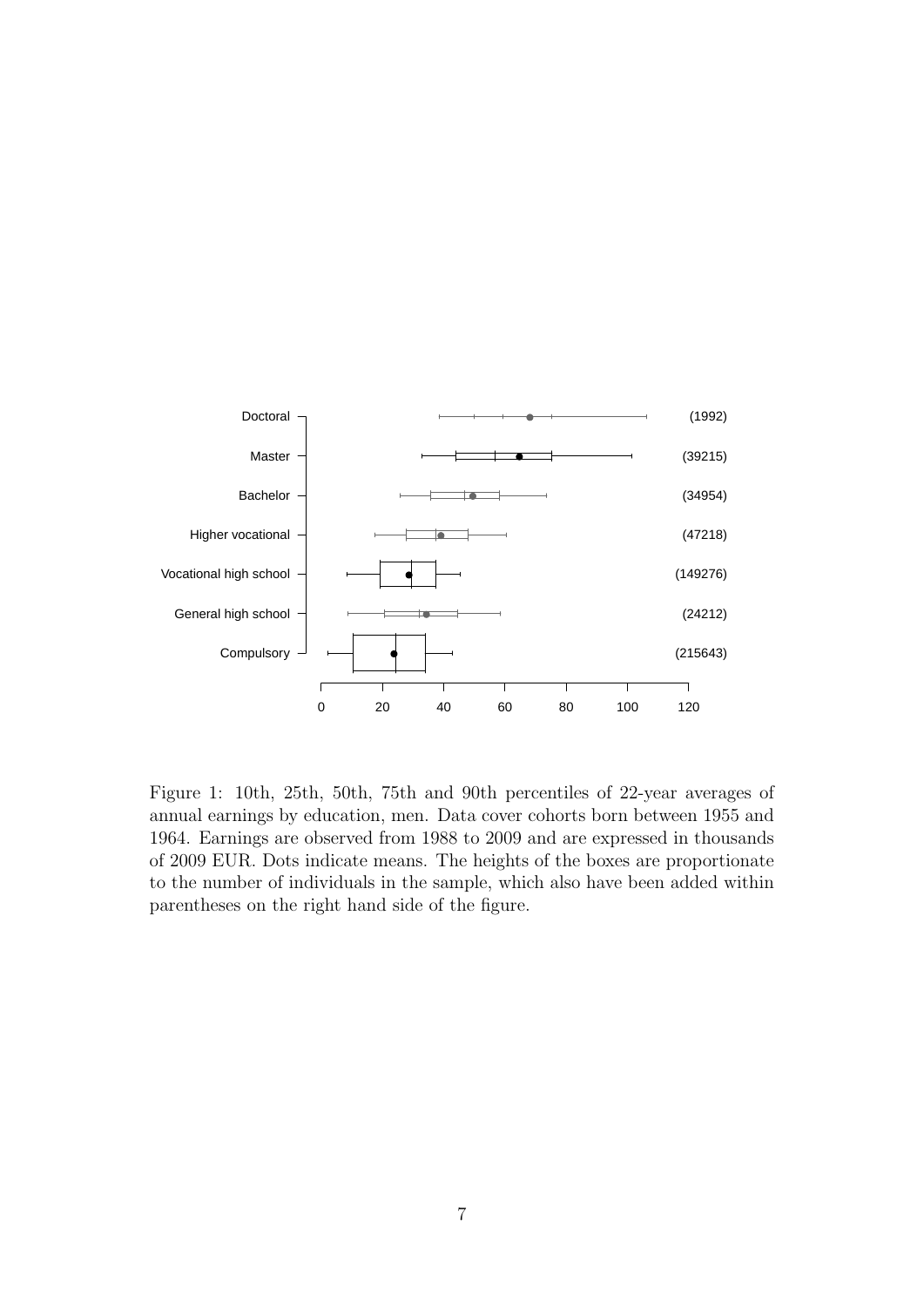Figure 1: 10th, 25th, 50th, 75th and 90th percentiles of 22-year averages of annual earnings by education, men. Data cover cohorts born between 1955 and 1964. Earnings are observed from 1988 to 2009 and are expressed in thousands of 2009 EUR. Dots indicate means. The heights of the boxes are proportionate to the number of individuals in the sample, which also have been added within parentheses on the right hand side of the figure.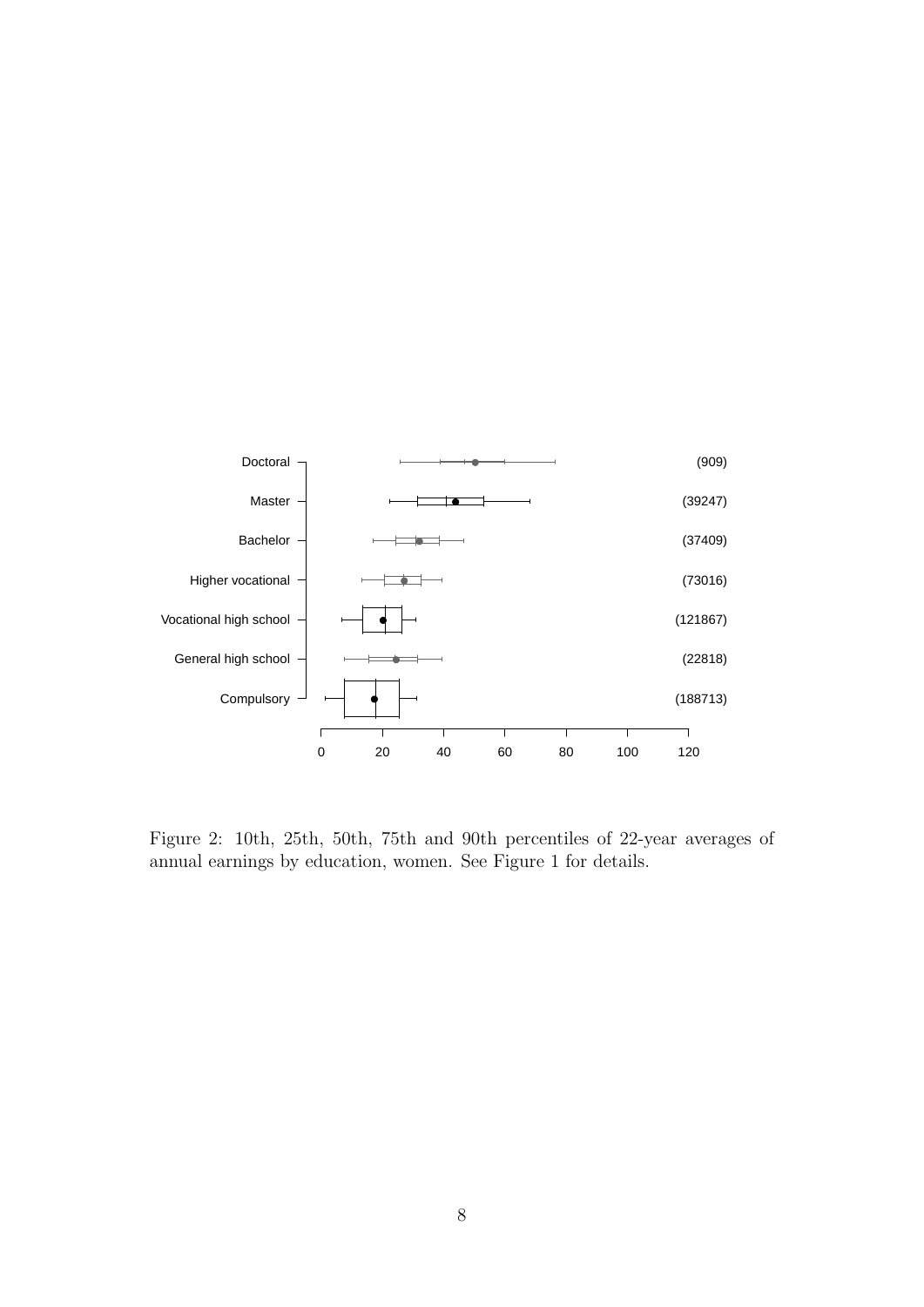Figure 2: 10th, 25th, 50th, 75th and 90th percentiles of 22-year averages of annual earnings by education, women. See Figure 1 for details.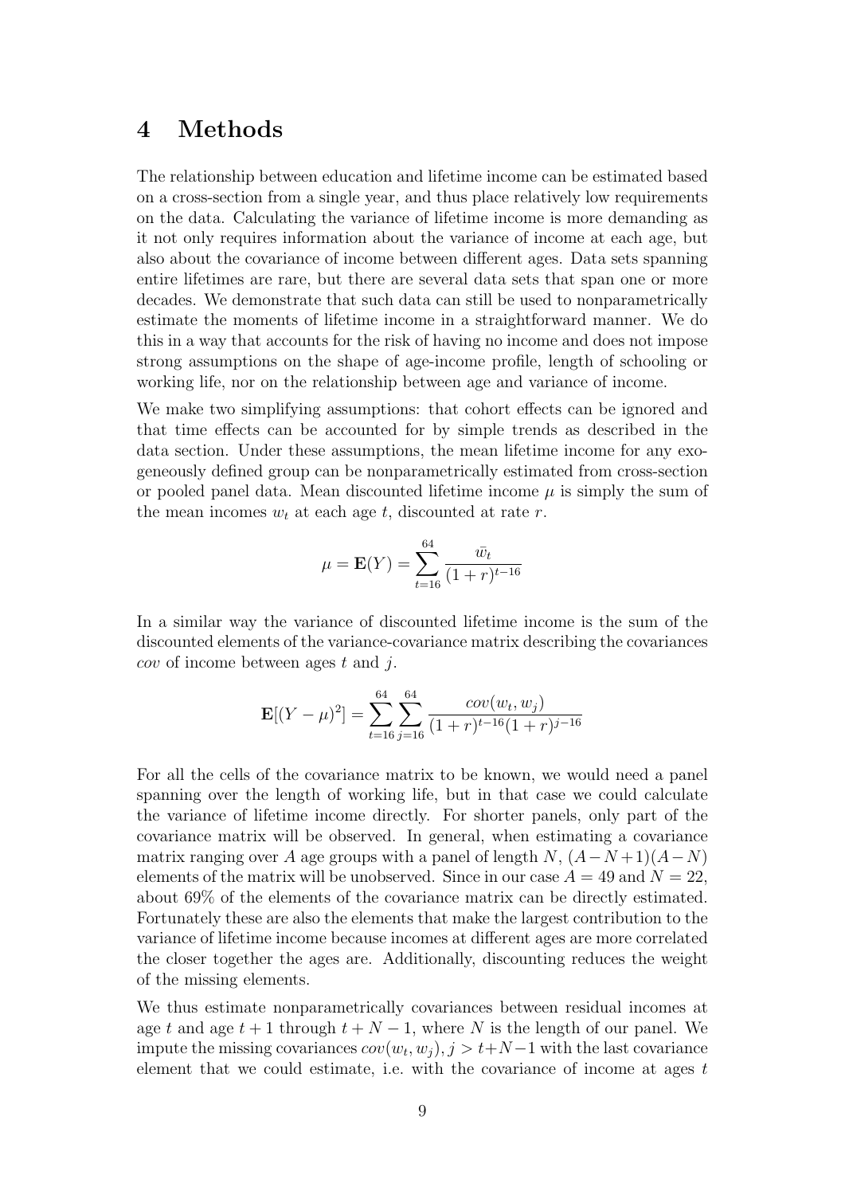# 4 Methods

The relationship between education and lifetime income can be estimated based on a cross-section from a single year, and thus place relatively low requirements on the data. Calculating the variance of lifetime income is more demanding as it not only requires information about the variance of income at each age, but also about the covariance of income between different ages. Data sets spanning entire lifetimes are rare, but there are several data sets that span one or more decades. We demonstrate that such data can still be used to nonparametrically estimate the moments of lifetime income in a straightforward manner. We do this in a way that accounts for the risk of having no income and does not impose strong assumptions on the shape of age-income profile, length of schooling or working life, nor on the relationship between age and variance of income.

We make two simplifying assumptions: that cohort effects can be ignored and that time effects can be accounted for by simple trends as described in the data section. Under these assumptions, the mean lifetime income for any exogeneously defined group can be nonparametrically estimated from cross-section or pooled panel data. Mean discounted lifetime income $\mu$ is simply the sum of the mean incomes $w_t$ at each age $t$, discounted at rate $r$.

$$\mu = \mathbf{E}(Y) = \sum_{t=16}^{64} \frac{\bar{w_t}}{(1+r)^{t-16}}$$

In a similar way the variance of discounted lifetime income is the sum of the discounted elements of the variance-covariance matrix describing the covariances $cov$ of income between ages $t$ and $j$.

$$\mathbf{E}[(Y-\mu)^2] = \sum_{t=16}^{64} \sum_{j=16}^{64} \frac{cov(w_t, w_j)}{(1+r)^{t-16}(1+r)^{j-16}}$$

For all the cells of the covariance matrix to be known, we would need a panel spanning over the length of working life, but in that case we could calculate the variance of lifetime income directly. For shorter panels, only part of the covariance matrix will be observed. In general, when estimating a covariance matrix ranging over $A$ age groups with a panel of length $N$, $(A-N+1)(A-N)$ elements of the matrix will be unobserved. Since in our case $A = 49$ and $N = 22$, about 69% of the elements of the covariance matrix can be directly estimated. Fortunately these are also the elements that make the largest contribution to the variance of lifetime income because incomes at different ages are more correlated the closer together the ages are. Additionally, discounting reduces the weight of the missing elements.

We thus estimate nonparametrically covariances between residual incomes at age $t$ and age $t+1$ through $t+N-1$, where $N$ is the length of our panel. We impute the missing covariances $cov(w_t, w_j), j > t+N-1$ with the last covariance element that we could estimate, i.e. with the covariance of income at ages $t$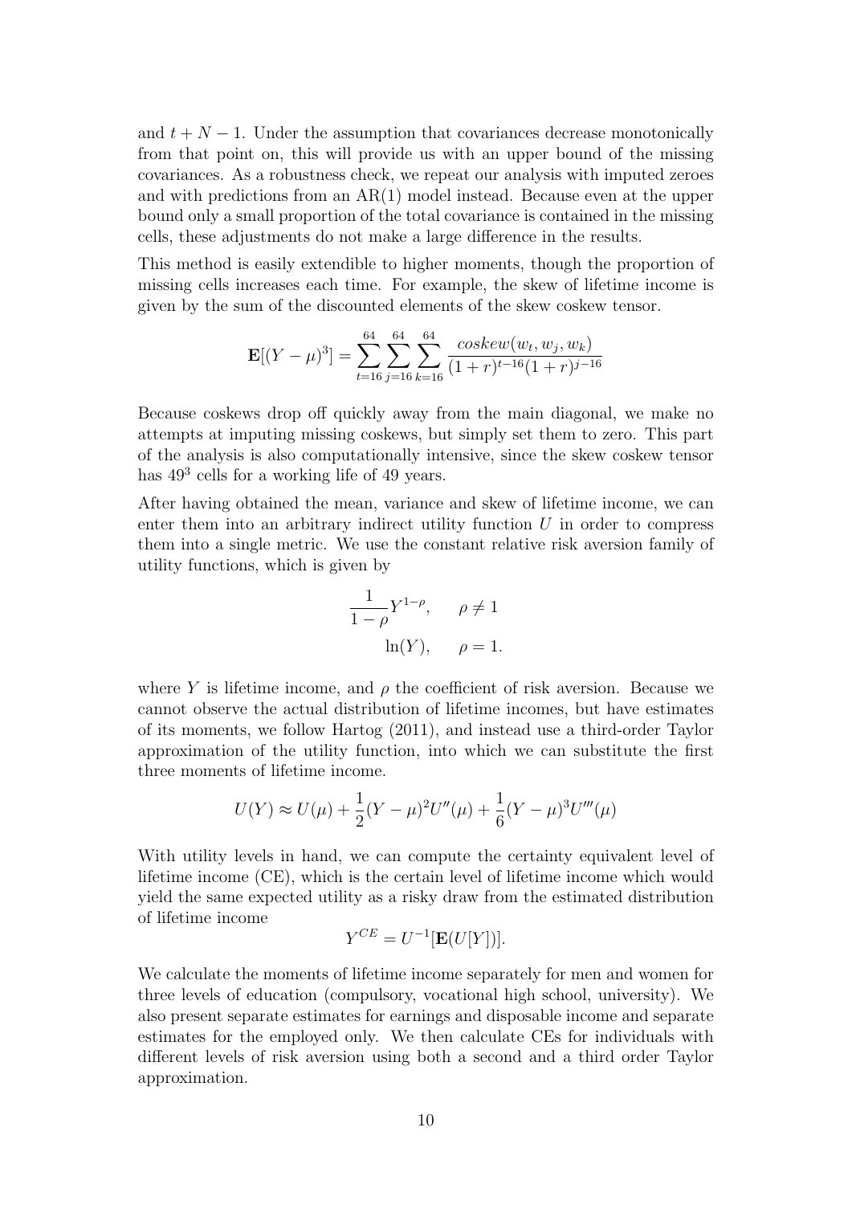and $t + N - 1$. Under the assumption that covariances decrease monotonically from that point on, this will provide us with an upper bound of the missing covariances. As a robustness check, we repeat our analysis with imputed zeroes and with predictions from an AR(1) model instead. Because even at the upper bound only a small proportion of the total covariance is contained in the missing cells, these adjustments do not make a large difference in the results.

This method is easily extendible to higher moments, though the proportion of missing cells increases each time. For example, the skew of lifetime income is given by the sum of the discounted elements of the skew coskew tensor.

$$\mathbf{E}[(Y-\mu)^3] = \sum_{t=16}^{64} \sum_{j=16}^{64} \sum_{k=16}^{64} \frac{coskew(w_t, w_j, w_k)}{(1+r)^{t-16}(1+r)^{j-16}}$$

Because coskews drop off quickly away from the main diagonal, we make no attempts at imputing missing coskews, but simply set them to zero. This part of the analysis is also computationally intensive, since the skew coskew tensor has $49^3$ cells for a working life of 49 years.

After having obtained the mean, variance and skew of lifetime income, we can enter them into an arbitrary indirect utility function $U$ in order to compress them into a single metric. We use the constant relative risk aversion family of utility functions, which is given by

$$\frac{1}{1-\rho} Y^{1-\rho}, \qquad \rho \neq 1$$
$$\ln(Y), \qquad \rho = 1.$$

where $Y$ is lifetime income, and $\rho$ the coefficient of risk aversion. Because we cannot observe the actual distribution of lifetime incomes, but have estimates of its moments, we follow Hartog (2011), and instead use a third-order Taylor approximation of the utility function, into which we can substitute the first three moments of lifetime income.

$$U(Y) \approx U(\mu) + \frac{1}{2}(Y-\mu)^2 U''(\mu) + \frac{1}{6}(Y-\mu)^3 U'''(\mu)$$

With utility levels in hand, we can compute the certainty equivalent level of lifetime income (CE), which is the certain level of lifetime income which would yield the same expected utility as a risky draw from the estimated distribution of lifetime income

$$Y^{CE} = U^{-1}[\mathbf{E}(U[Y])].$$

We calculate the moments of lifetime income separately for men and women for three levels of education (compulsory, vocational high school, university). We also present separate estimates for earnings and disposable income and separate estimates for the employed only. We then calculate CEs for individuals with different levels of risk aversion using both a second and a third order Taylor approximation.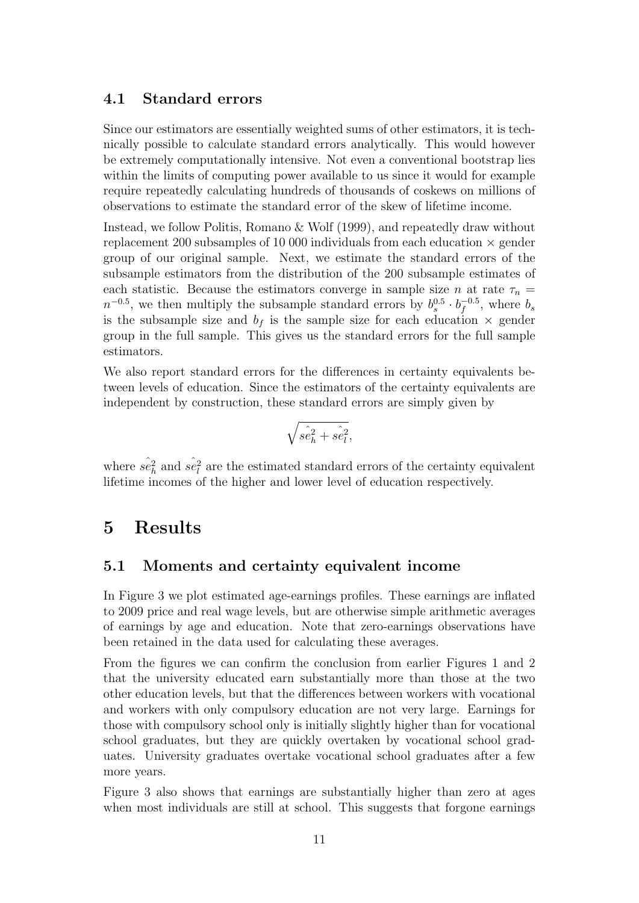### 4.1 Standard errors

Since our estimators are essentially weighted sums of other estimators, it is technically possible to calculate standard errors analytically. This would however be extremely computationally intensive. Not even a conventional bootstrap lies within the limits of computing power available to us since it would for example require repeatedly calculating hundreds of thousands of coskews on millions of observations to estimate the standard error of the skew of lifetime income.

Instead, we follow Politis, Romano & Wolf (1999), and repeatedly draw without replacement 200 subsamples of 10 000 individuals from each education × gender group of our original sample. Next, we estimate the standard errors of the subsample estimators from the distribution of the 200 subsample estimates of each statistic. Because the estimators converge in sample size $n$ at rate $\tau_n = n^{-0.5}$, we then multiply the subsample standard errors by $b_s^{0.5} \cdot b_f^{-0.5}$, where $b_s$ is the subsample size and $b_f$ is the sample size for each education × gender group in the full sample. This gives us the standard errors for the full sample estimators.

We also report standard errors for the differences in certainty equivalents between levels of education. Since the estimators of the certainty equivalents are independent by construction, these standard errors are simply given by

$$\sqrt{\hat{se}_h^2 + \hat{se}_l^2},$$

where $\hat{se}_h^2$ and $\hat{se}_l^2$ are the estimated standard errors of the certainty equivalent lifetime incomes of the higher and lower level of education respectively.

# 5 Results

## 5.1 Moments and certainty equivalent income

In Figure 3 we plot estimated age-earnings profiles. These earnings are inflated to 2009 price and real wage levels, but are otherwise simple arithmetic averages of earnings by age and education. Note that zero-earnings observations have been retained in the data used for calculating these averages.

From the figures we can confirm the conclusion from earlier Figures 1 and 2 that the university educated earn substantially more than those at the two other education levels, but that the differences between workers with vocational and workers with only compulsory education are not very large. Earnings for those with compulsory school only is initially slightly higher than for vocational school graduates, but they are quickly overtaken by vocational school graduates. University graduates overtake vocational school graduates after a few more years.

Figure 3 also shows that earnings are substantially higher than zero at ages when most individuals are still at school. This suggests that forgone earnings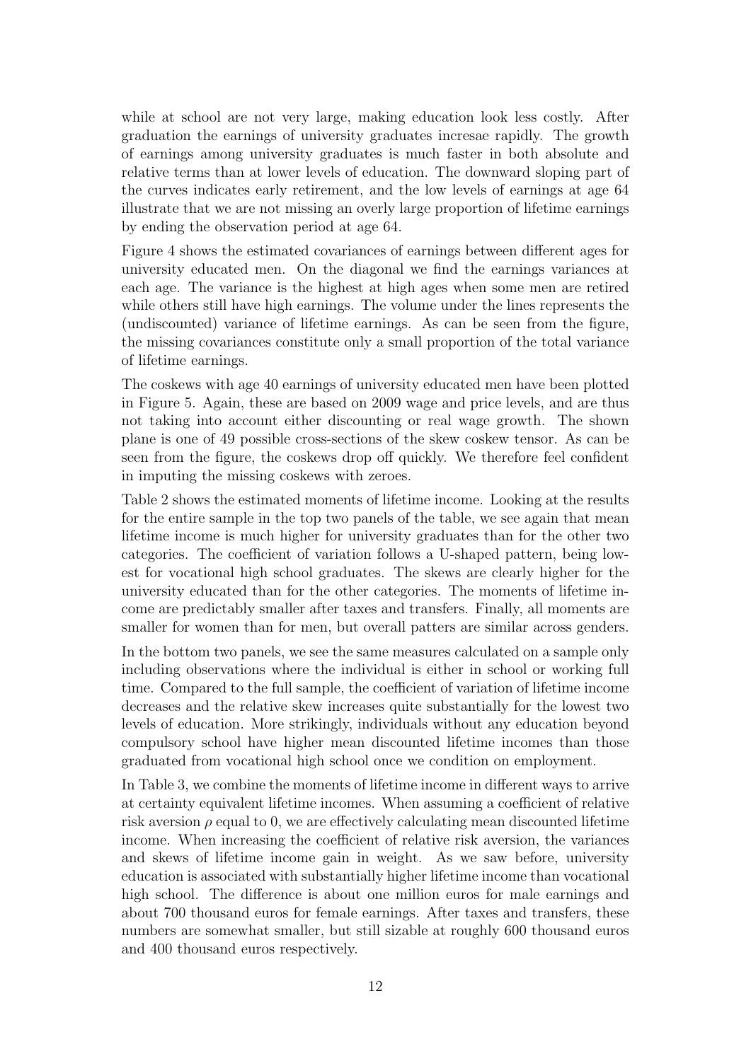while at school are not very large, making education look less costly. After graduation the earnings of university graduates incresae rapidly. The growth of earnings among university graduates is much faster in both absolute and relative terms than at lower levels of education. The downward sloping part of the curves indicates early retirement, and the low levels of earnings at age 64 illustrate that we are not missing an overly large proportion of lifetime earnings by ending the observation period at age 64.

Figure 4 shows the estimated covariances of earnings between different ages for university educated men. On the diagonal we find the earnings variances at each age. The variance is the highest at high ages when some men are retired while others still have high earnings. The volume under the lines represents the (undiscounted) variance of lifetime earnings. As can be seen from the figure, the missing covariances constitute only a small proportion of the total variance of lifetime earnings.

The coskews with age 40 earnings of university educated men have been plotted in Figure 5. Again, these are based on 2009 wage and price levels, and are thus not taking into account either discounting or real wage growth. The shown plane is one of 49 possible cross-sections of the skew coskew tensor. As can be seen from the figure, the coskews drop off quickly. We therefore feel confident in imputing the missing coskews with zeroes.

Table 2 shows the estimated moments of lifetime income. Looking at the results for the entire sample in the top two panels of the table, we see again that mean lifetime income is much higher for university graduates than for the other two categories. The coefficient of variation follows a U-shaped pattern, being lowest for vocational high school graduates. The skews are clearly higher for the university educated than for the other categories. The moments of lifetime income are predictably smaller after taxes and transfers. Finally, all moments are smaller for women than for men, but overall patters are similar across genders.

In the bottom two panels, we see the same measures calculated on a sample only including observations where the individual is either in school or working full time. Compared to the full sample, the coefficient of variation of lifetime income decreases and the relative skew increases quite substantially for the lowest two levels of education. More strikingly, individuals without any education beyond compulsory school have higher mean discounted lifetime incomes than those graduated from vocational high school once we condition on employment.

In Table 3, we combine the moments of lifetime income in different ways to arrive at certainty equivalent lifetime incomes. When assuming a coefficient of relative risk aversion $\rho$ equal to 0, we are effectively calculating mean discounted lifetime income. When increasing the coefficient of relative risk aversion, the variances and skews of lifetime income gain in weight. As we saw before, university education is associated with substantially higher lifetime income than vocational high school. The difference is about one million euros for male earnings and about 700 thousand euros for female earnings. After taxes and transfers, these numbers are somewhat smaller, but still sizable at roughly 600 thousand euros and 400 thousand euros respectively.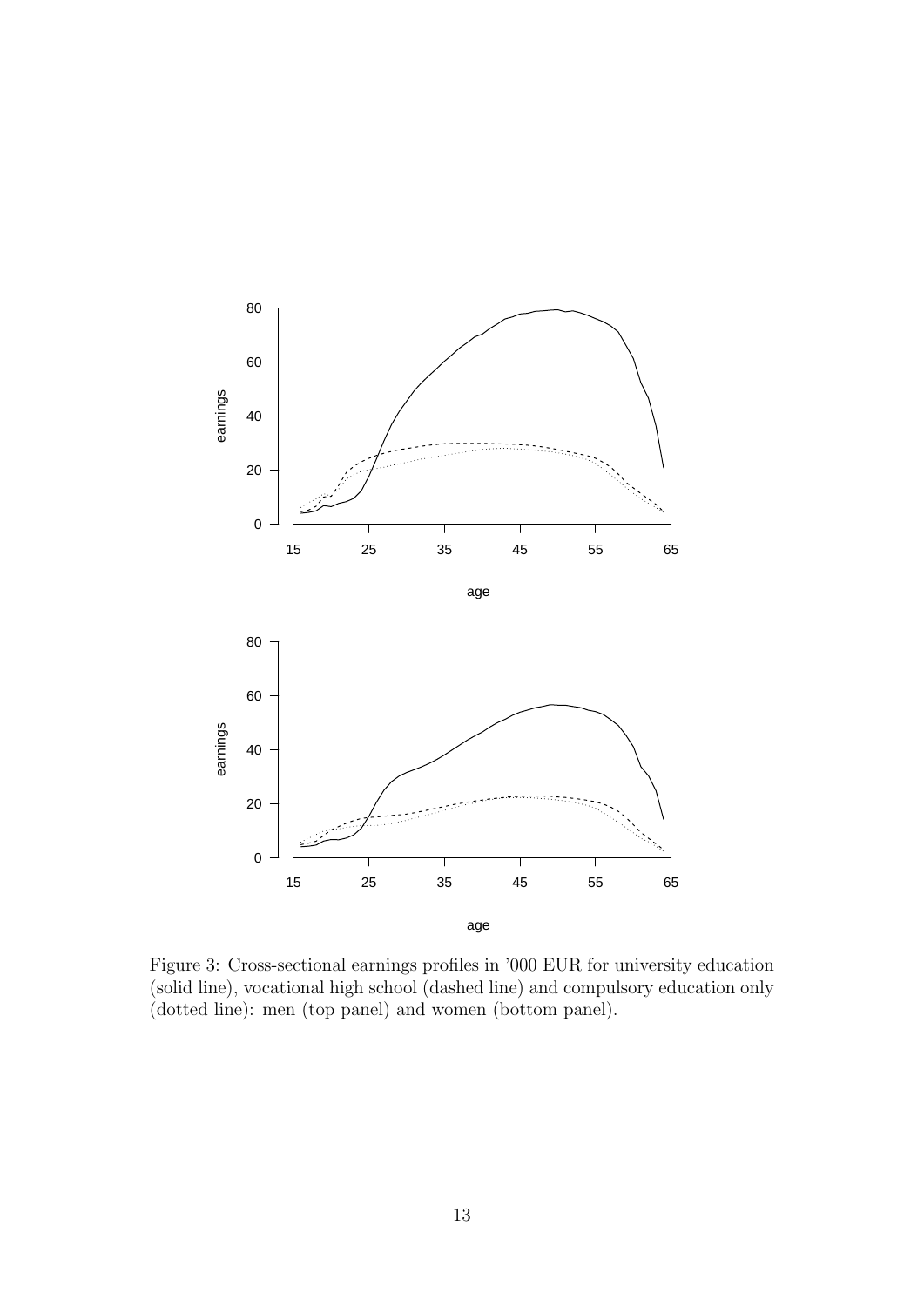Figure 3: Cross-sectional earnings profiles in '000 EUR for university education (solid line), vocational high school (dashed line) and compulsory education only (dotted line): men (top panel) and women (bottom panel).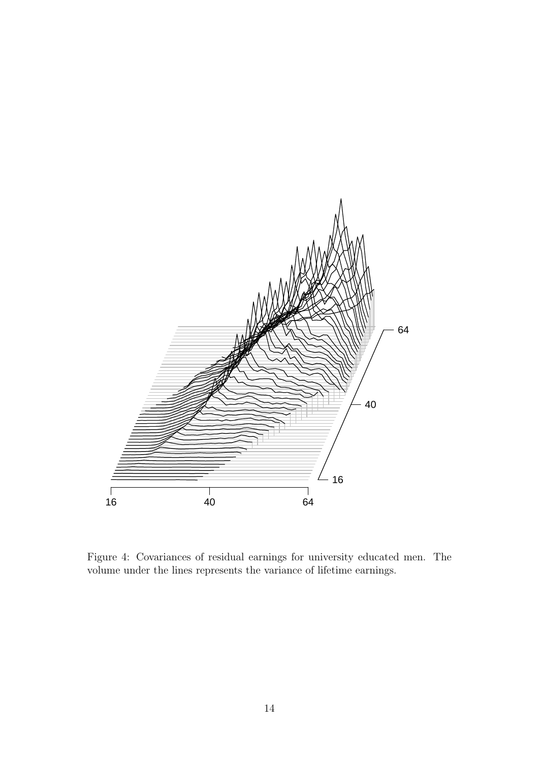Figure 4: Covariances of residual earnings for university educated men. The volume under the lines represents the variance of lifetime earnings.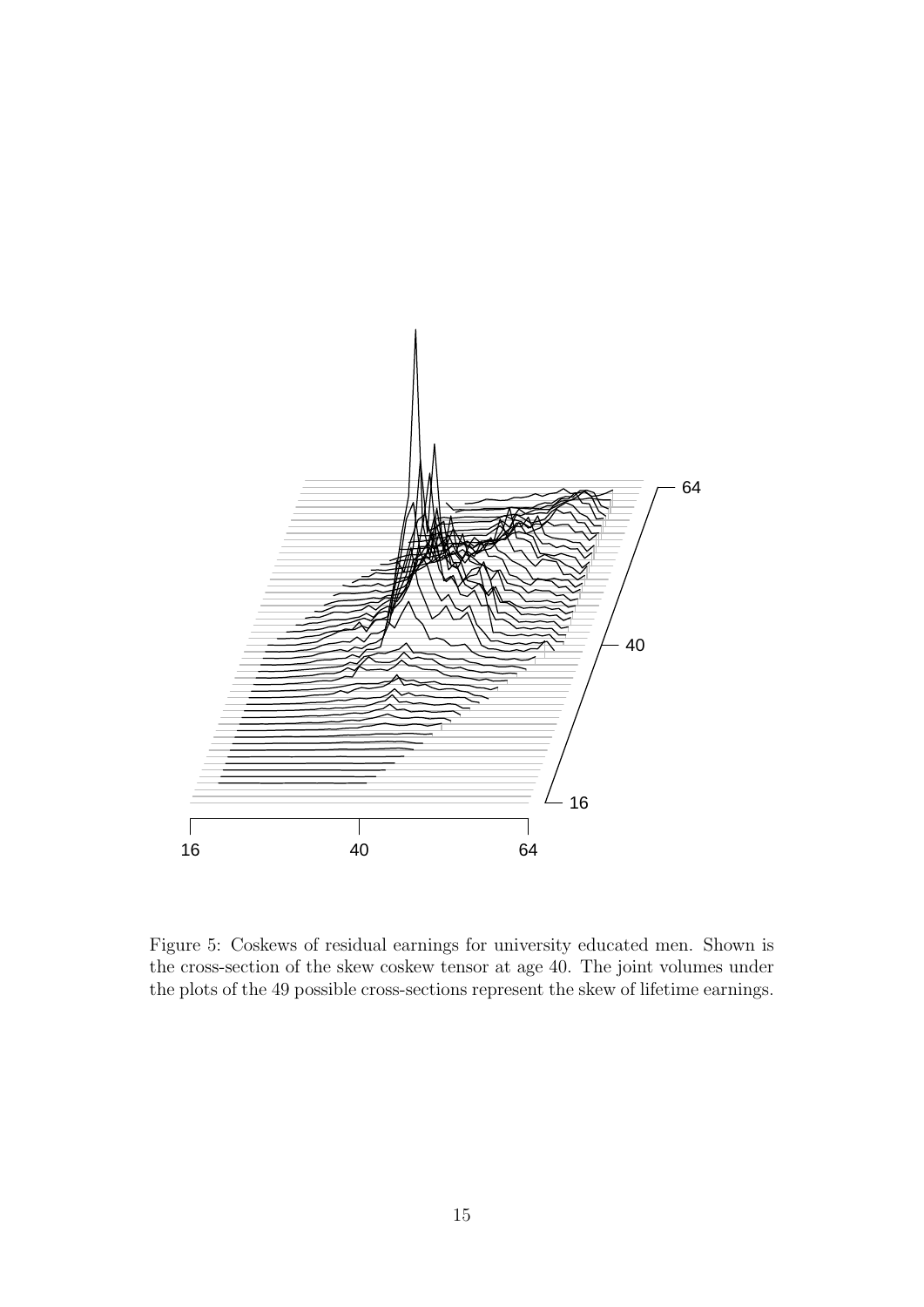Figure 5: Coskews of residual earnings for university educated men. Shown is the cross-section of the skew coskew tensor at age 40. The joint volumes under the plots of the 49 possible cross-sections represent the skew of lifetime earnings.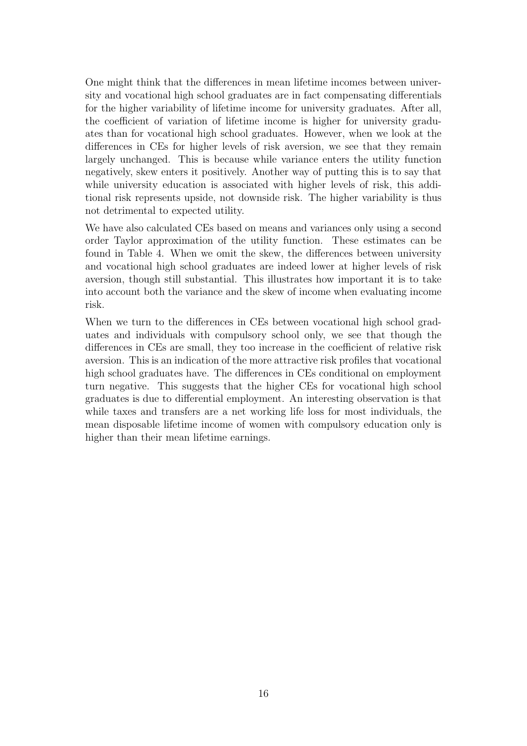One might think that the differences in mean lifetime incomes between university and vocational high school graduates are in fact compensating differentials for the higher variability of lifetime income for university graduates. After all, the coefficient of variation of lifetime income is higher for university graduates than for vocational high school graduates. However, when we look at the differences in CEs for higher levels of risk aversion, we see that they remain largely unchanged. This is because while variance enters the utility function negatively, skew enters it positively. Another way of putting this is to say that while university education is associated with higher levels of risk, this additional risk represents upside, not downside risk. The higher variability is thus not detrimental to expected utility.

We have also calculated CEs based on means and variances only using a second order Taylor approximation of the utility function. These estimates can be found in Table 4. When we omit the skew, the differences between university and vocational high school graduates are indeed lower at higher levels of risk aversion, though still substantial. This illustrates how important it is to take into account both the variance and the skew of income when evaluating income risk.

When we turn to the differences in CEs between vocational high school graduates and individuals with compulsory school only, we see that though the differences in CEs are small, they too increase in the coefficient of relative risk aversion. This is an indication of the more attractive risk profiles that vocational high school graduates have. The differences in CEs conditional on employment turn negative. This suggests that the higher CEs for vocational high school graduates is due to differential employment. An interesting observation is that while taxes and transfers are a net working life loss for most individuals, the mean disposable lifetime income of women with compulsory education only is higher than their mean lifetime earnings.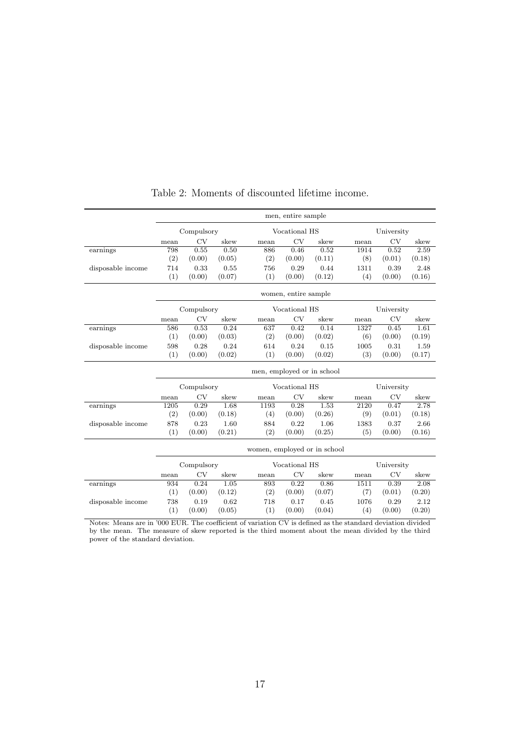Table 2: Moments of discounted lifetime income.

| | men, entire sample | | | | | | | | |
|---|---|---|---|---|---|---|---|---|---|
| | Compulsory | | | Vocational HS | | | University | | |
| | mean | CV | skew | mean | CV | skew | mean | CV | skew |
| earnings | 798 | 0.55 | 0.50 | 886 | 0.46 | 0.52 | 1914 | 0.52 | 2.59 |
| | (2) | (0.00) | (0.05) | (2) | (0.00) | (0.11) | (8) | (0.01) | (0.18) |
| disposable income | 714 | 0.33 | 0.55 | 756 | 0.29 | 0.44 | 1311 | 0.39 | 2.48 |
| | (1) | (0.00) | (0.07) | (1) | (0.00) | (0.12) | (4) | (0.00) | (0.16) |
| | **women, entire sample** | | | | | | | | |
| | Compulsory | | | Vocational HS | | | University | | |
| | mean | CV | skew | mean | CV | skew | mean | CV | skew |
| earnings | 586 | 0.53 | 0.24 | 637 | 0.42 | 0.14 | 1327 | 0.45 | 1.61 |
| | (1) | (0.00) | (0.03) | (2) | (0.00) | (0.02) | (6) | (0.00) | (0.19) |
| disposable income | 598 | 0.28 | 0.24 | 614 | 0.24 | 0.15 | 1005 | 0.31 | 1.59 |
| | (1) | (0.00) | (0.02) | (1) | (0.00) | (0.02) | (3) | (0.00) | (0.17) |
| | **men, employed or in school** | | | | | | | | |
| | Compulsory | | | Vocational HS | | | University | | |
| | mean | CV | skew | mean | CV | skew | mean | CV | skew |
| earnings | 1205 | 0.29 | 1.68 | 1193 | 0.28 | 1.53 | 2120 | 0.47 | 2.78 |
| | (2) | (0.00) | (0.18) | (4) | (0.00) | (0.26) | (9) | (0.01) | (0.18) |
| disposable income | 878 | 0.23 | 1.60 | 884 | 0.22 | 1.06 | 1383 | 0.37 | 2.66 |
| | (1) | (0.00) | (0.21) | (2) | (0.00) | (0.25) | (5) | (0.00) | (0.16) |
| | **women, employed or in school** | | | | | | | | |
| | Compulsory | | | Vocational HS | | | University | | |
| | mean | CV | skew | mean | CV | skew | mean | CV | skew |
| earnings | 934 | 0.24 | 1.05 | 893 | 0.22 | 0.86 | 1511 | 0.39 | 2.08 |
| | (1) | (0.00) | (0.12) | (2) | (0.00) | (0.07) | (7) | (0.01) | (0.20) |
| disposable income | 738 | 0.19 | 0.62 | 718 | 0.17 | 0.45 | 1076 | 0.29 | 2.12 |
| | (1) | (0.00) | (0.05) | (1) | (0.00) | (0.04) | (4) | (0.00) | (0.20) |

Notes: Means are in '000 EUR. The coefficient of variation CV is defined as the standard deviation divided by the mean. The measure of skew reported is the third moment about the mean divided by the third power of the standard deviation.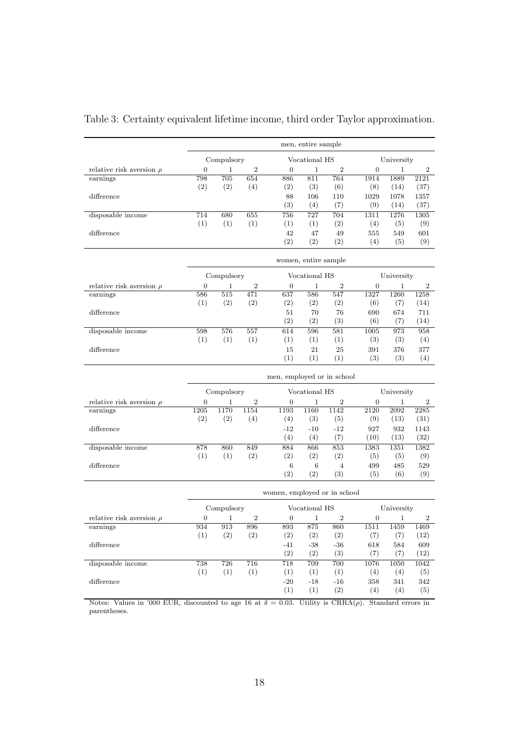Table 3: Certainty equivalent lifetime income, third order Taylor approximation.

| | men, entire sample | | | | | | | | |
|---|---|---|---|---|---|---|---|---|---|
| | Compulsory | | | Vocational HS | | | University | | |
| relative risk aversion $\rho$ | 0 | 1 | 2 | 0 | 1 | 2 | 0 | 1 | 2 |
| earnings | 798 | 705 | 654 | 886 | 811 | 764 | 1914 | 1889 | 2121 |
| | (2) | (2) | (4) | (2) | (3) | (6) | (8) | (14) | (37) |
| difference | | | | 88 | 106 | 110 | 1029 | 1078 | 1357 |
| | | | | (3) | (4) | (7) | (9) | (14) | (37) |
| disposable income | 714 | 680 | 655 | 756 | 727 | 704 | 1311 | 1276 | 1305 |
| | (1) | (1) | (1) | (1) | (1) | (2) | (4) | (5) | (9) |
| difference | | | | 42 | 47 | 49 | 555 | 549 | 601 |
| | | | | (2) | (2) | (2) | (4) | (5) | (9) |

| | women, entire sample | | | | | | | | |
|---|---|---|---|---|---|---|---|---|---|
| | Compulsory | | | Vocational HS | | | University | | |
| relative risk aversion $\rho$ | 0 | 1 | 2 | 0 | 1 | 2 | 0 | 1 | 2 |
| earnings | 586 | 515 | 471 | 637 | 586 | 547 | 1327 | 1260 | 1258 |
| | (1) | (2) | (2) | (2) | (2) | (2) | (6) | (7) | (14) |
| difference | | | | 51 | 70 | 76 | 690 | 674 | 711 |
| | | | | (2) | (2) | (3) | (6) | (7) | (14) |
| disposable income | 598 | 576 | 557 | 614 | 596 | 581 | 1005 | 973 | 958 |
| | (1) | (1) | (1) | (1) | (1) | (1) | (3) | (3) | (4) |
| difference | | | | 15 | 21 | 25 | 391 | 376 | 377 |
| | | | | (1) | (1) | (1) | (3) | (3) | (4) |

| | men, employed or in school | | | | | | | | |
|---|---|---|---|---|---|---|---|---|---|
| | Compulsory | | | Vocational HS | | | University | | |
| relative risk aversion $\rho$ | 0 | 1 | 2 | 0 | 1 | 2 | 0 | 1 | 2 |
| earnings | 1205 | 1170 | 1154 | 1193 | 1160 | 1142 | 2120 | 2092 | 2285 |
| | (2) | (2) | (4) | (4) | (3) | (5) | (9) | (13) | (31) |
| difference | | | | -12 | -10 | -12 | 927 | 932 | 1143 |
| | | | | (4) | (4) | (7) | (10) | (13) | (32) |
| disposable income | 878 | 860 | 849 | 884 | 866 | 853 | 1383 | 1351 | 1382 |
| | (1) | (1) | (2) | (2) | (2) | (2) | (5) | (5) | (9) |
| difference | | | | 6 | 6 | 4 | 499 | 485 | 529 |
| | | | | (2) | (2) | (3) | (5) | (6) | (9) |

| | women, employed or in school | | | | | | | | |
|---|---|---|---|---|---|---|---|---|---|
| | Compulsory | | | Vocational HS | | | University | | |
| relative risk aversion $\rho$ | 0 | 1 | 2 | 0 | 1 | 2 | 0 | 1 | 2 |
| earnings | 934 | 913 | 896 | 893 | 875 | 860 | 1511 | 1459 | 1469 |
| | (1) | (2) | (2) | (2) | (2) | (2) | (7) | (7) | (12) |
| difference | | | | -41 | -38 | -36 | 618 | 584 | 609 |
| | | | | (2) | (2) | (3) | (7) | (7) | (12) |
| disposable income | 738 | 726 | 716 | 718 | 709 | 700 | 1076 | 1050 | 1042 |
| | (1) | (1) | (1) | (1) | (1) | (1) | (4) | (4) | (5) |
| difference | | | | -20 | -18 | -16 | 358 | 341 | 342 |
| | | | | (1) | (1) | (2) | (4) | (4) | (5) |

Notes: Values in '000 EUR, discounted to age 16 at $\delta = 0.03$. Utility is CRRA($\rho$). Standard errors in parentheses.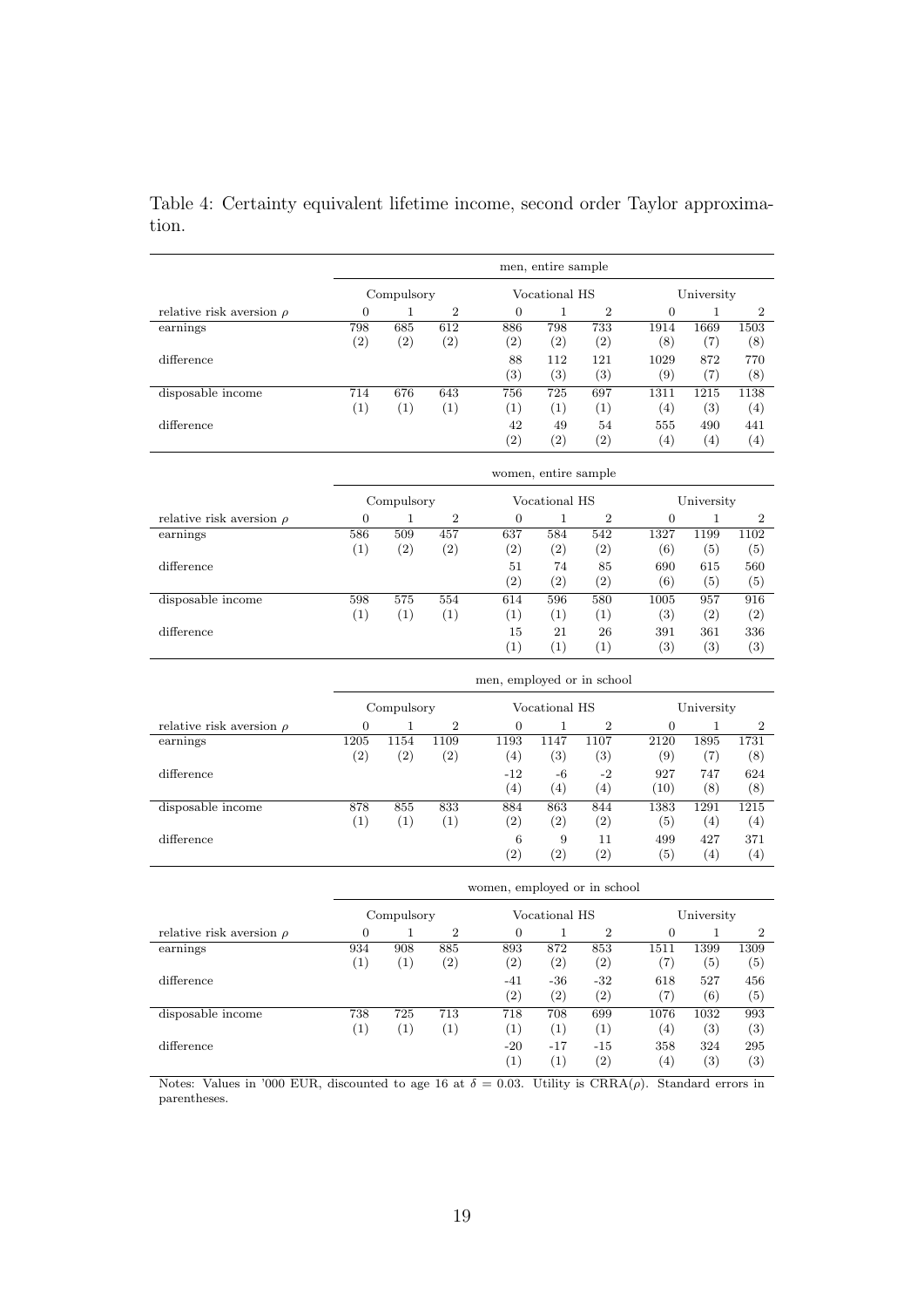Table 4: Certainty equivalent lifetime income, second order Taylor approximation.

| | men, entire sample | | | | | | | | |
|---|---|---|---|---|---|---|---|---|---|
| | Compulsory | | | Vocational HS | | | University | | |
| relative risk aversion $\rho$ | 0 | 1 | 2 | 0 | 1 | 2 | 0 | 1 | 2 |
| earnings | 798 | 685 | 612 | 886 | 798 | 733 | 1914 | 1669 | 1503 |
| | (2) | (2) | (2) | (2) | (2) | (2) | (8) | (7) | (8) |
| difference | | | | 88 | 112 | 121 | 1029 | 872 | 770 |
| | | | | (3) | (3) | (3) | (9) | (7) | (8) |
| disposable income | 714 | 676 | 643 | 756 | 725 | 697 | 1311 | 1215 | 1138 |
| | (1) | (1) | (1) | (1) | (1) | (1) | (4) | (3) | (4) |
| difference | | | | 42 | 49 | 54 | 555 | 490 | 441 |
| | | | | (2) | (2) | (2) | (4) | (4) | (4) |

| | women, entire sample | | | | | | | | |
|---|---|---|---|---|---|---|---|---|---|
| | Compulsory | | | Vocational HS | | | University | | |
| relative risk aversion $\rho$ | 0 | 1 | 2 | 0 | 1 | 2 | 0 | 1 | 2 |
| earnings | 586 | 509 | 457 | 637 | 584 | 542 | 1327 | 1199 | 1102 |
| | (1) | (2) | (2) | (2) | (2) | (2) | (6) | (5) | (5) |
| difference | | | | 51 | 74 | 85 | 690 | 615 | 560 |
| | | | | (2) | (2) | (2) | (6) | (5) | (5) |
| disposable income | 598 | 575 | 554 | 614 | 596 | 580 | 1005 | 957 | 916 |
| | (1) | (1) | (1) | (1) | (1) | (1) | (3) | (2) | (2) |
| difference | | | | 15 | 21 | 26 | 391 | 361 | 336 |
| | | | | (1) | (1) | (1) | (3) | (3) | (3) |

| | men, employed or in school | | | | | | | | |
|---|---|---|---|---|---|---|---|---|---|
| | Compulsory | | | Vocational HS | | | University | | |
| relative risk aversion $\rho$ | 0 | 1 | 2 | 0 | 1 | 2 | 0 | 1 | 2 |
| earnings | 1205 | 1154 | 1109 | 1193 | 1147 | 1107 | 2120 | 1895 | 1731 |
| | (2) | (2) | (2) | (4) | (3) | (3) | (9) | (7) | (8) |
| difference | | | | -12 | -6 | -2 | 927 | 747 | 624 |
| | | | | (4) | (4) | (4) | (10) | (8) | (8) |
| disposable income | 878 | 855 | 833 | 884 | 863 | 844 | 1383 | 1291 | 1215 |
| | (1) | (1) | (1) | (2) | (2) | (2) | (5) | (4) | (4) |
| difference | | | | 6 | 9 | 11 | 499 | 427 | 371 |
| | | | | (2) | (2) | (2) | (5) | (4) | (4) |

| | women, employed or in school | | | | | | | | |
|---|---|---|---|---|---|---|---|---|---|
| | Compulsory | | | Vocational HS | | | University | | |
| relative risk aversion $\rho$ | 0 | 1 | 2 | 0 | 1 | 2 | 0 | 1 | 2 |
| earnings | 934 | 908 | 885 | 893 | 872 | 853 | 1511 | 1399 | 1309 |
| | (1) | (1) | (2) | (2) | (2) | (2) | (7) | (5) | (5) |
| difference | | | | -41 | -36 | -32 | 618 | 527 | 456 |
| | | | | (2) | (2) | (2) | (7) | (6) | (5) |
| disposable income | 738 | 725 | 713 | 718 | 708 | 699 | 1076 | 1032 | 993 |
| | (1) | (1) | (1) | (1) | (1) | (1) | (4) | (3) | (3) |
| difference | | | | -20 | -17 | -15 | 358 | 324 | 295 |
| | | | | (1) | (1) | (2) | (4) | (3) | (3) |

Notes: Values in '000 EUR, discounted to age 16 at $\delta = 0.03$. Utility is CRRA($\rho$). Standard errors in parentheses.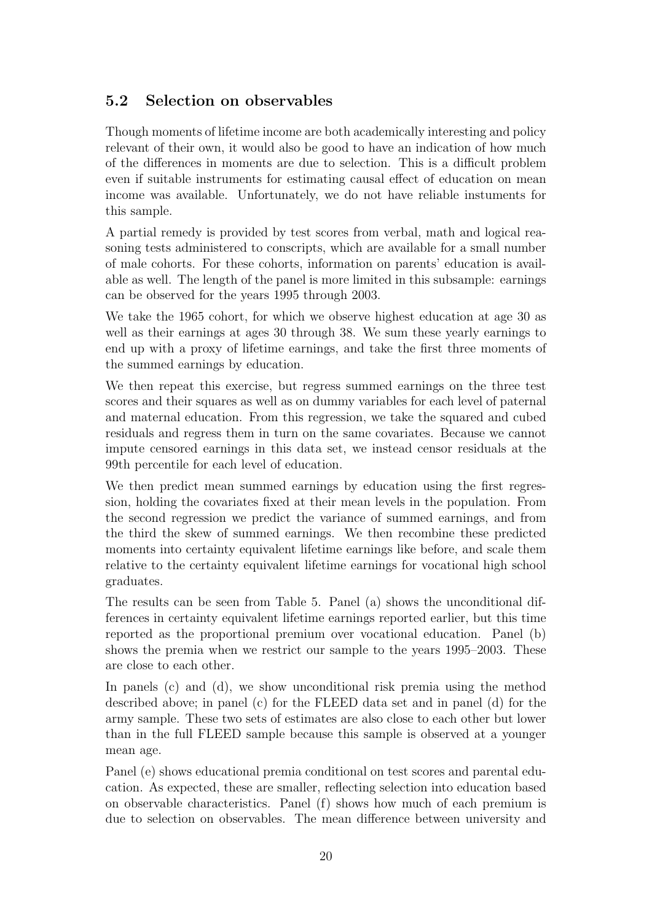## 5.2 Selection on observables

Though moments of lifetime income are both academically interesting and policy relevant of their own, it would also be good to have an indication of how much of the differences in moments are due to selection. This is a difficult problem even if suitable instruments for estimating causal effect of education on mean income was available. Unfortunately, we do not have reliable instuments for this sample.

A partial remedy is provided by test scores from verbal, math and logical reasoning tests administered to conscripts, which are available for a small number of male cohorts. For these cohorts, information on parents' education is available as well. The length of the panel is more limited in this subsample: earnings can be observed for the years 1995 through 2003.

We take the 1965 cohort, for which we observe highest education at age 30 as well as their earnings at ages 30 through 38. We sum these yearly earnings to end up with a proxy of lifetime earnings, and take the first three moments of the summed earnings by education.

We then repeat this exercise, but regress summed earnings on the three test scores and their squares as well as on dummy variables for each level of paternal and maternal education. From this regression, we take the squared and cubed residuals and regress them in turn on the same covariates. Because we cannot impute censored earnings in this data set, we instead censor residuals at the 99th percentile for each level of education.

We then predict mean summed earnings by education using the first regression, holding the covariates fixed at their mean levels in the population. From the second regression we predict the variance of summed earnings, and from the third the skew of summed earnings. We then recombine these predicted moments into certainty equivalent lifetime earnings like before, and scale them relative to the certainty equivalent lifetime earnings for vocational high school graduates.

The results can be seen from Table 5. Panel (a) shows the unconditional differences in certainty equivalent lifetime earnings reported earlier, but this time reported as the proportional premium over vocational education. Panel (b) shows the premia when we restrict our sample to the years 1995–2003. These are close to each other.

In panels (c) and (d), we show unconditional risk premia using the method described above; in panel (c) for the FLEED data set and in panel (d) for the army sample. These two sets of estimates are also close to each other but lower than in the full FLEED sample because this sample is observed at a younger mean age.

Panel (e) shows educational premia conditional on test scores and parental education. As expected, these are smaller, reflecting selection into education based on observable characteristics. Panel (f) shows how much of each premium is due to selection on observables. The mean difference between university and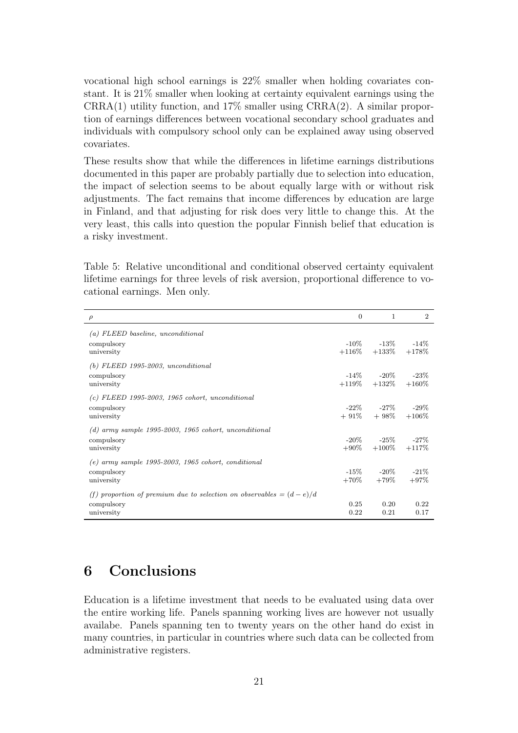vocational high school earnings is 22% smaller when holding covariates constant. It is 21% smaller when looking at certainty equivalent earnings using the CRRA(1) utility function, and 17% smaller using CRRA(2). A similar proportion of earnings differences between vocational secondary school graduates and individuals with compulsory school only can be explained away using observed covariates.

These results show that while the differences in lifetime earnings distributions documented in this paper are probably partially due to selection into education, the impact of selection seems to be about equally large with or without risk adjustments. The fact remains that income differences by education are large in Finland, and that adjusting for risk does very little to change this. At the very least, this calls into question the popular Finnish belief that education is a risky investment.

Table 5: Relative unconditional and conditional observed certainty equivalent lifetime earnings for three levels of risk aversion, proportional difference to vocational earnings. Men only.

| $\rho$ | 0 | 1 | 2 |
|---|---|---|---|
| *(a) FLEED baseline, unconditional* | | | |
| compulsory | -10% | -13% | -14% |
| university | +116% | +133% | +178% |
| *(b) FLEED 1995-2003, unconditional* | | | |
| compulsory | -14% | -20% | -23% |
| university | +119% | +132% | +160% |
| *(c) FLEED 1995-2003, 1965 cohort, unconditional* | | | |
| compulsory | -22% | -27% | -29% |
| university | + 91% | + 98% | +106% |
| *(d) army sample 1995-2003, 1965 cohort, unconditional* | | | |
| compulsory | -20% | -25% | -27% |
| university | +90% | +100% | +117% |
| *(e) army sample 1995-2003, 1965 cohort, conditional* | | | |
| compulsory | -15% | -20% | -21% |
| university | +70% | +79% | +97% |
| *(f) proportion of premium due to selection on observables* = $(d-e)/d$ | | | |
| compulsory | 0.25 | 0.20 | 0.22 |
| university | 0.22 | 0.21 | 0.17 |

## 6 Conclusions

Education is a lifetime investment that needs to be evaluated using data over the entire working life. Panels spanning working lives are however not usually availabe. Panels spanning ten to twenty years on the other hand do exist in many countries, in particular in countries where such data can be collected from administrative registers.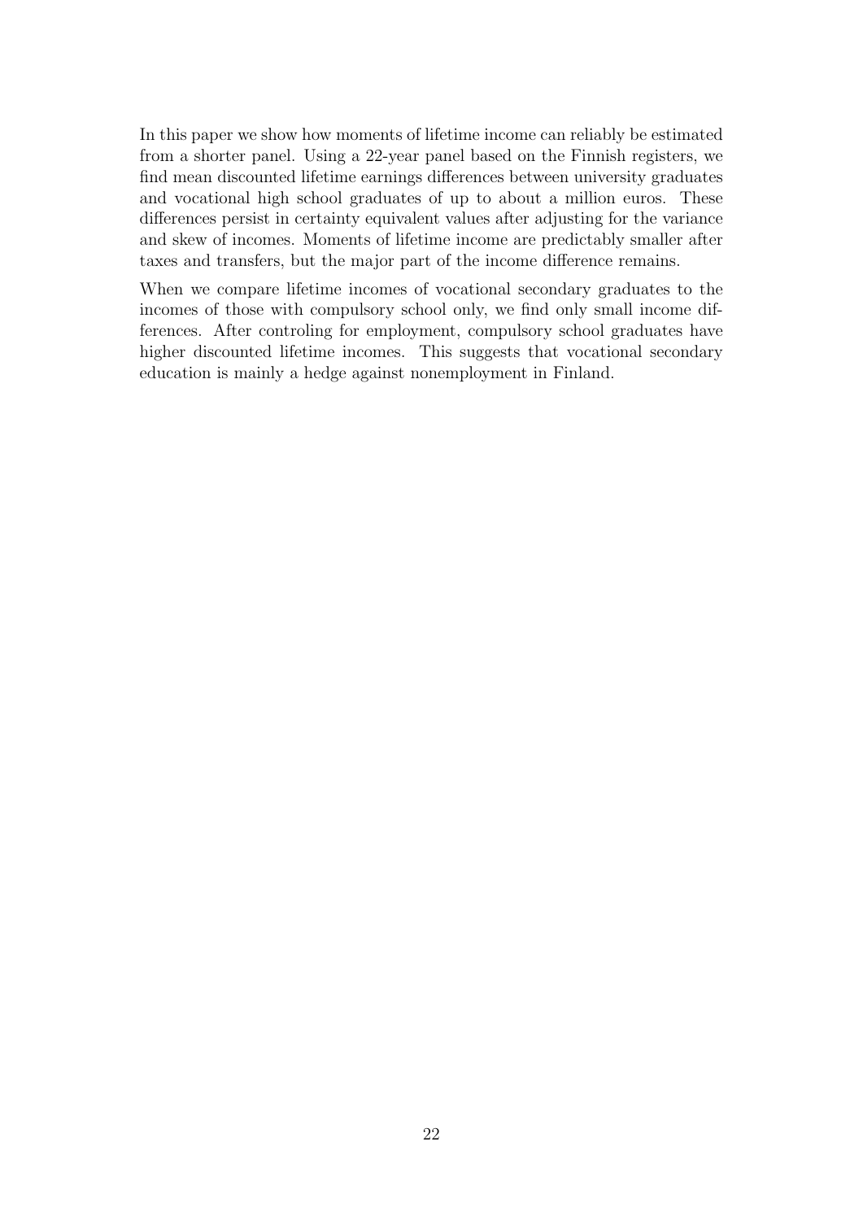In this paper we show how moments of lifetime income can reliably be estimated from a shorter panel. Using a 22-year panel based on the Finnish registers, we find mean discounted lifetime earnings differences between university graduates and vocational high school graduates of up to about a million euros. These differences persist in certainty equivalent values after adjusting for the variance and skew of incomes. Moments of lifetime income are predictably smaller after taxes and transfers, but the major part of the income difference remains.

When we compare lifetime incomes of vocational secondary graduates to the incomes of those with compulsory school only, we find only small income differences. After controling for employment, compulsory school graduates have higher discounted lifetime incomes. This suggests that vocational secondary education is mainly a hedge against nonemployment in Finland.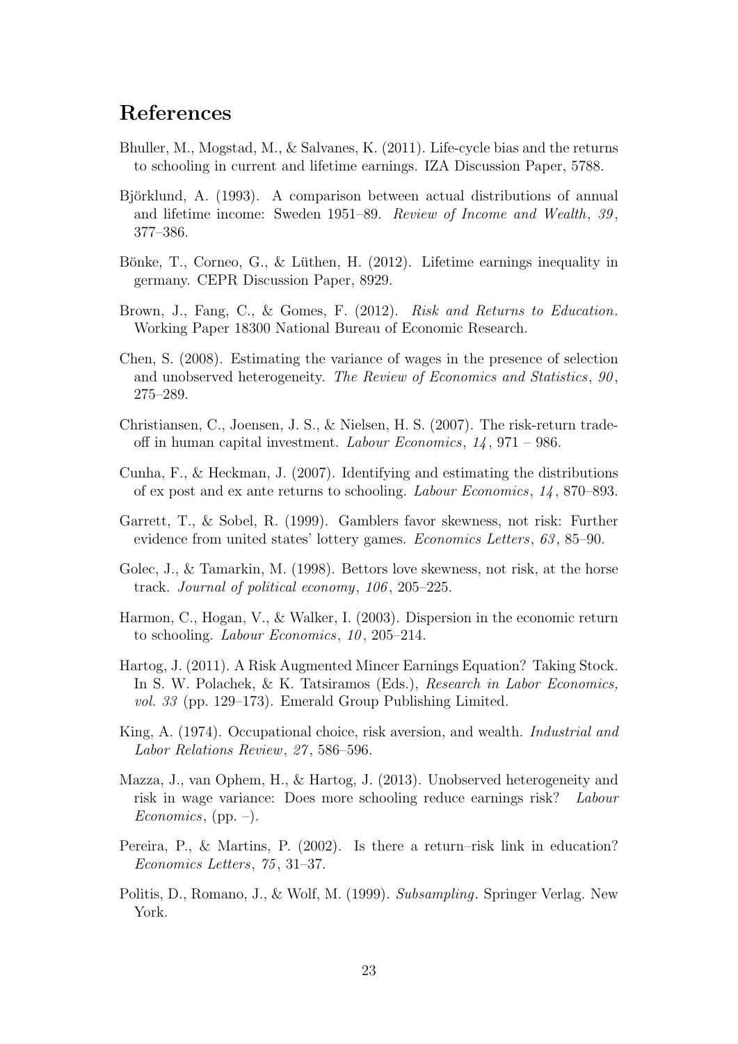## References

Bhuller, M., Mogstad, M., & Salvanes, K. (2011). Life-cycle bias and the returns to schooling in current and lifetime earnings. IZA Discussion Paper, 5788.

Björklund, A. (1993). A comparison between actual distributions of annual and lifetime income: Sweden 1951–89. *Review of Income and Wealth*, *39*, 377–386.

Bönke, T., Corneo, G., & Lüthen, H. (2012). Lifetime earnings inequality in germany. CEPR Discussion Paper, 8929.

Brown, J., Fang, C., & Gomes, F. (2012). *Risk and Returns to Education*. Working Paper 18300 National Bureau of Economic Research.

Chen, S. (2008). Estimating the variance of wages in the presence of selection and unobserved heterogeneity. *The Review of Economics and Statistics*, *90*, 275–289.

Christiansen, C., Joensen, J. S., & Nielsen, H. S. (2007). The risk-return trade-off in human capital investment. *Labour Economics*, *14*, 971 – 986.

Cunha, F., & Heckman, J. (2007). Identifying and estimating the distributions of ex post and ex ante returns to schooling. *Labour Economics*, *14*, 870–893.

Garrett, T., & Sobel, R. (1999). Gamblers favor skewness, not risk: Further evidence from united states' lottery games. *Economics Letters*, *63*, 85–90.

Golec, J., & Tamarkin, M. (1998). Bettors love skewness, not risk, at the horse track. *Journal of political economy*, *106*, 205–225.

Harmon, C., Hogan, V., & Walker, I. (2003). Dispersion in the economic return to schooling. *Labour Economics*, *10*, 205–214.

Hartog, J. (2011). A Risk Augmented Mincer Earnings Equation? Taking Stock. In S. W. Polachek, & K. Tatsiramos (Eds.), *Research in Labor Economics, vol. 33* (pp. 129–173). Emerald Group Publishing Limited.

King, A. (1974). Occupational choice, risk aversion, and wealth. *Industrial and Labor Relations Review*, *27*, 586–596.

Mazza, J., van Ophem, H., & Hartog, J. (2013). Unobserved heterogeneity and risk in wage variance: Does more schooling reduce earnings risk? *Labour Economics*, (pp. –).

Pereira, P., & Martins, P. (2002). Is there a return–risk link in education? *Economics Letters*, *75*, 31–37.

Politis, D., Romano, J., & Wolf, M. (1999). *Subsampling*. Springer Verlag. New York.